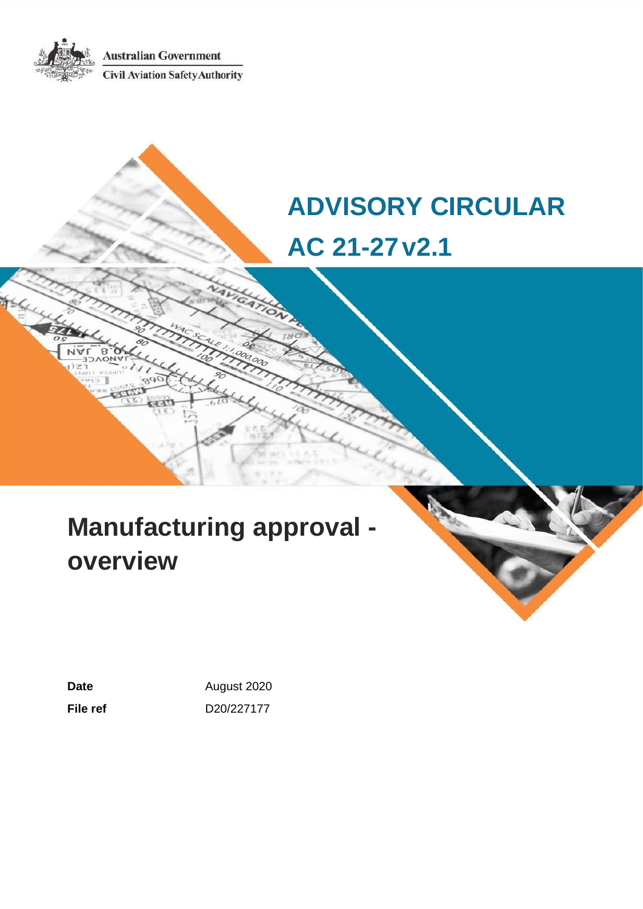Australian Government

Civil Aviation Safety Authority

# ADVISORY CIRCULAR

# AC 21-27 v2.1

# Manufacturing approval - overview

| | |
|---|---|
| **Date** | August 2020 |
| **File ref** | D20/227177 |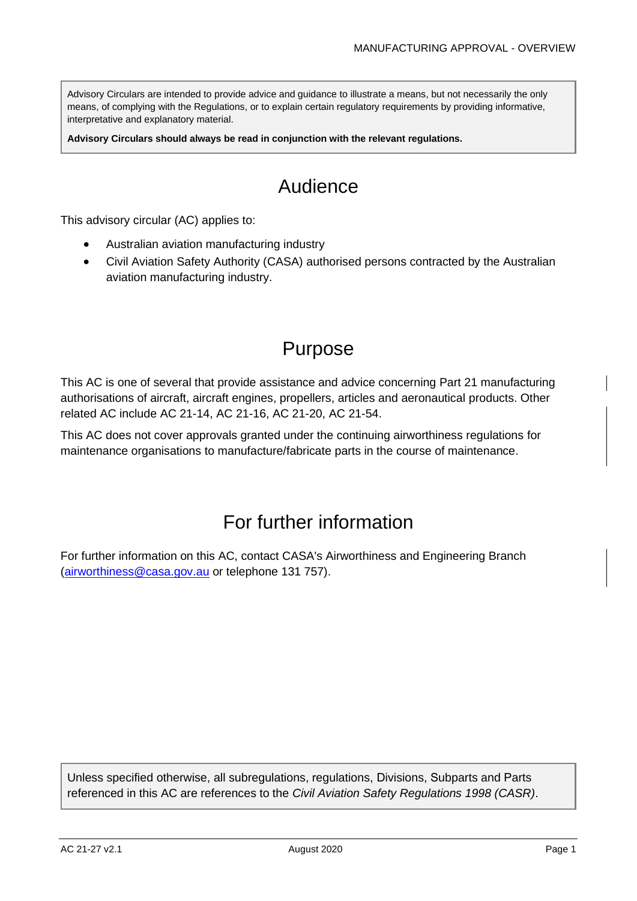Advisory Circulars are intended to provide advice and guidance to illustrate a means, but not necessarily the only means, of complying with the Regulations, or to explain certain regulatory requirements by providing informative, interpretative and explanatory material.

**Advisory Circulars should always be read in conjunction with the relevant regulations.**

# Audience

This advisory circular (AC) applies to:

- Australian aviation manufacturing industry
- Civil Aviation Safety Authority (CASA) authorised persons contracted by the Australian aviation manufacturing industry.

# Purpose

This AC is one of several that provide assistance and advice concerning Part 21 manufacturing authorisations of aircraft, aircraft engines, propellers, articles and aeronautical products. Other related AC include AC 21-14, AC 21-16, AC 21-20, AC 21-54.

This AC does not cover approvals granted under the continuing airworthiness regulations for maintenance organisations to manufacture/fabricate parts in the course of maintenance.

# For further information

For further information on this AC, contact CASA's Airworthiness and Engineering Branch (airworthiness@casa.gov.au or telephone 131 757).

Unless specified otherwise, all subregulations, regulations, Divisions, Subparts and Parts referenced in this AC are references to the *Civil Aviation Safety Regulations 1998 (CASR)*.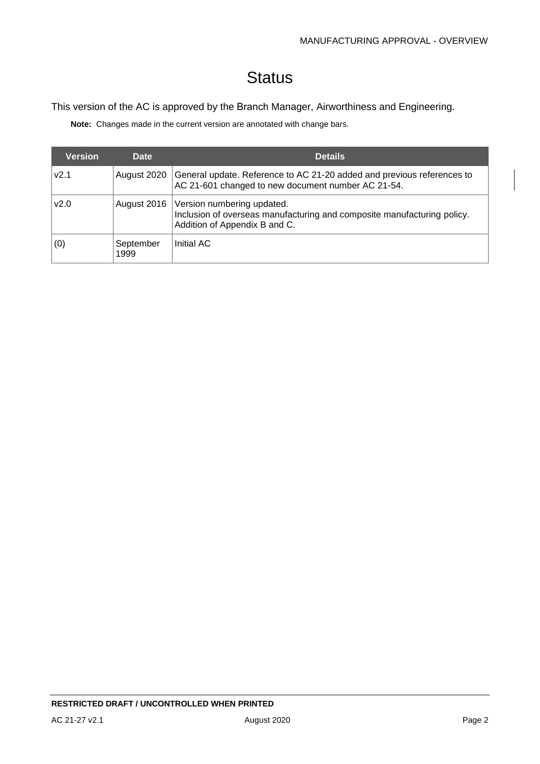# Status

This version of the AC is approved by the Branch Manager, Airworthiness and Engineering.

**Note:** Changes made in the current version are annotated with change bars.

| Version | Date | Details |
| --- | --- | --- |
| v2.1 | August 2020 | General update. Reference to AC 21-20 added and previous references to AC 21-601 changed to new document number AC 21-54. |
| v2.0 | August 2016 | Version numbering updated.<br>Inclusion of overseas manufacturing and composite manufacturing policy.<br>Addition of Appendix B and C. |
| (0) | September 1999 | Initial AC |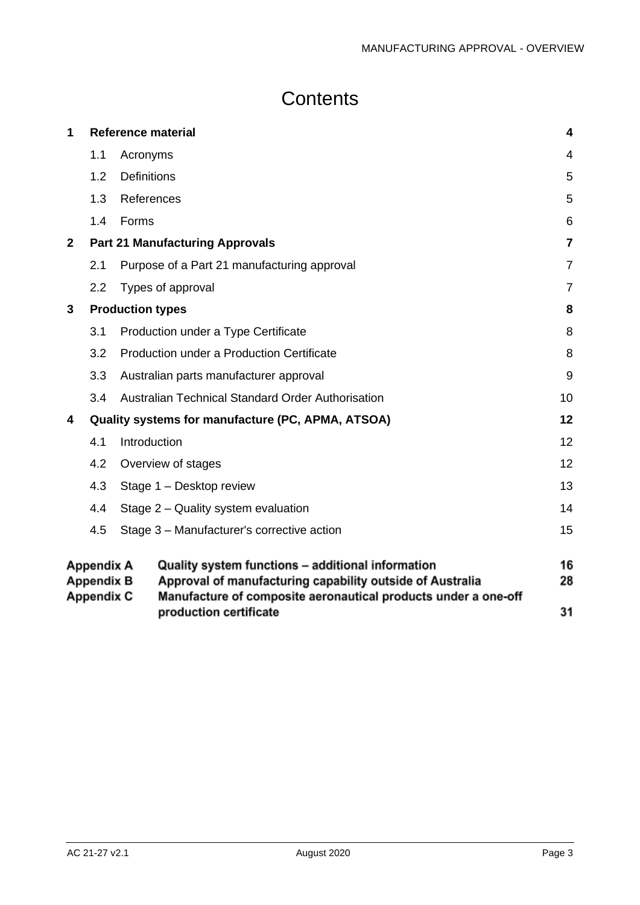# Contents

| | | |
|---|---|---|
| **1** | **Reference material** | **4** |
| 1.1 | Acronyms | 4 |
| 1.2 | Definitions | 5 |
| 1.3 | References | 5 |
| 1.4 | Forms | 6 |
| **2** | **Part 21 Manufacturing Approvals** | **7** |
| 2.1 | Purpose of a Part 21 manufacturing approval | 7 |
| 2.2 | Types of approval | 7 |
| **3** | **Production types** | **8** |
| 3.1 | Production under a Type Certificate | 8 |
| 3.2 | Production under a Production Certificate | 8 |
| 3.3 | Australian parts manufacturer approval | 9 |
| 3.4 | Australian Technical Standard Order Authorisation | 10 |
| **4** | **Quality systems for manufacture (PC, APMA, ATSOA)** | **12** |
| 4.1 | Introduction | 12 |
| 4.2 | Overview of stages | 12 |
| 4.3 | Stage 1 – Desktop review | 13 |
| 4.4 | Stage 2 – Quality system evaluation | 14 |
| 4.5 | Stage 3 – Manufacturer's corrective action | 15 |
| **Appendix A** | **Quality system functions – additional information** | **16** |
| **Appendix B** | **Approval of manufacturing capability outside of Australia** | **28** |
| **Appendix C** | **Manufacture of composite aeronautical products under a one-off production certificate** | **31** |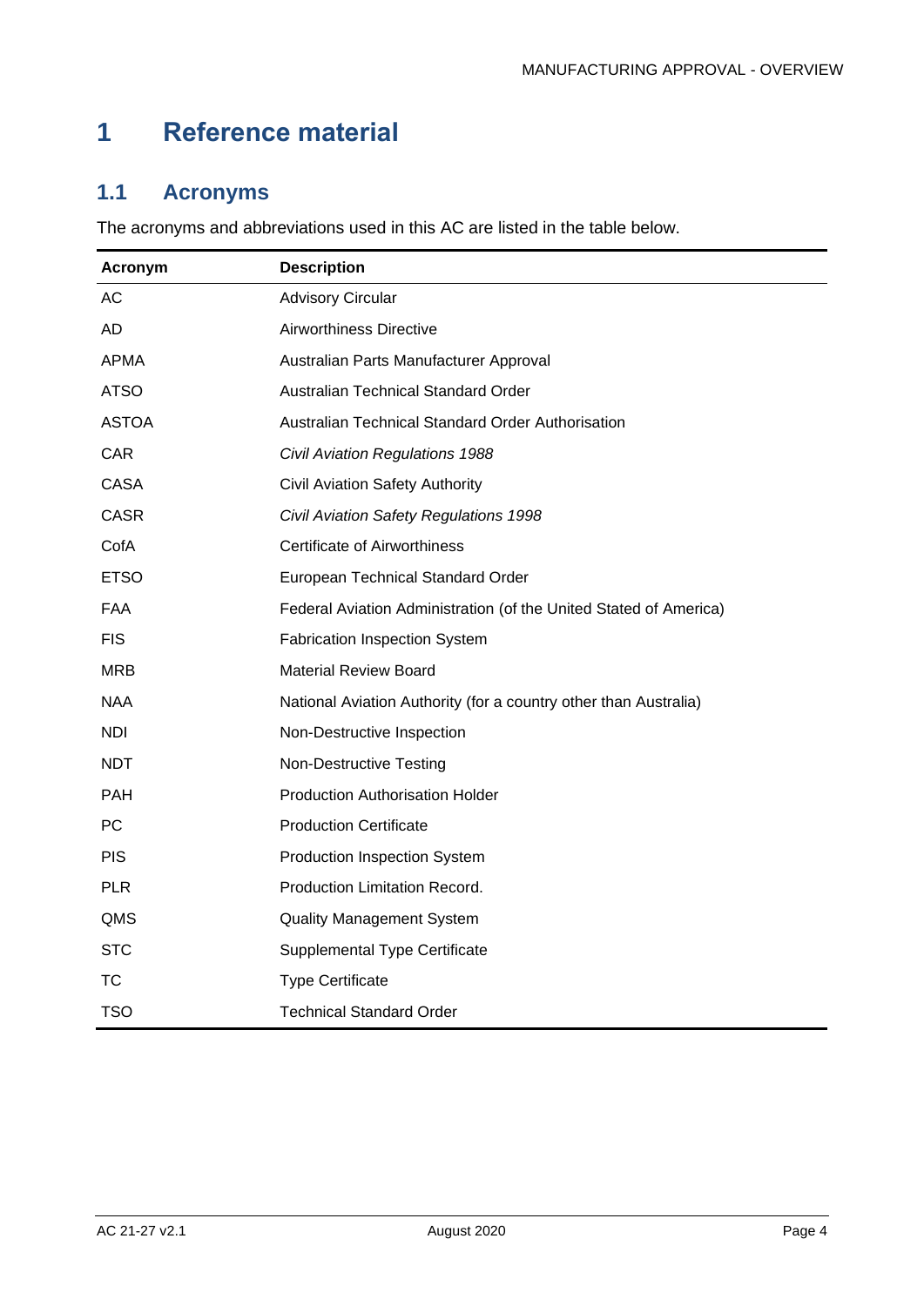# 1 Reference material

## 1.1 Acronyms

The acronyms and abbreviations used in this AC are listed in the table below.

| Acronym | Description |
|---|---|
| AC | Advisory Circular |
| AD | Airworthiness Directive |
| APMA | Australian Parts Manufacturer Approval |
| ATSO | Australian Technical Standard Order |
| ASTOA | Australian Technical Standard Order Authorisation |
| CAR | *Civil Aviation Regulations 1988* |
| CASA | Civil Aviation Safety Authority |
| CASR | *Civil Aviation Safety Regulations 1998* |
| CofA | Certificate of Airworthiness |
| ETSO | European Technical Standard Order |
| FAA | Federal Aviation Administration (of the United Stated of America) |
| FIS | Fabrication Inspection System |
| MRB | Material Review Board |
| NAA | National Aviation Authority (for a country other than Australia) |
| NDI | Non-Destructive Inspection |
| NDT | Non-Destructive Testing |
| PAH | Production Authorisation Holder |
| PC | Production Certificate |
| PIS | Production Inspection System |
| PLR | Production Limitation Record. |
| QMS | Quality Management System |
| STC | Supplemental Type Certificate |
| TC | Type Certificate |
| TSO | Technical Standard Order |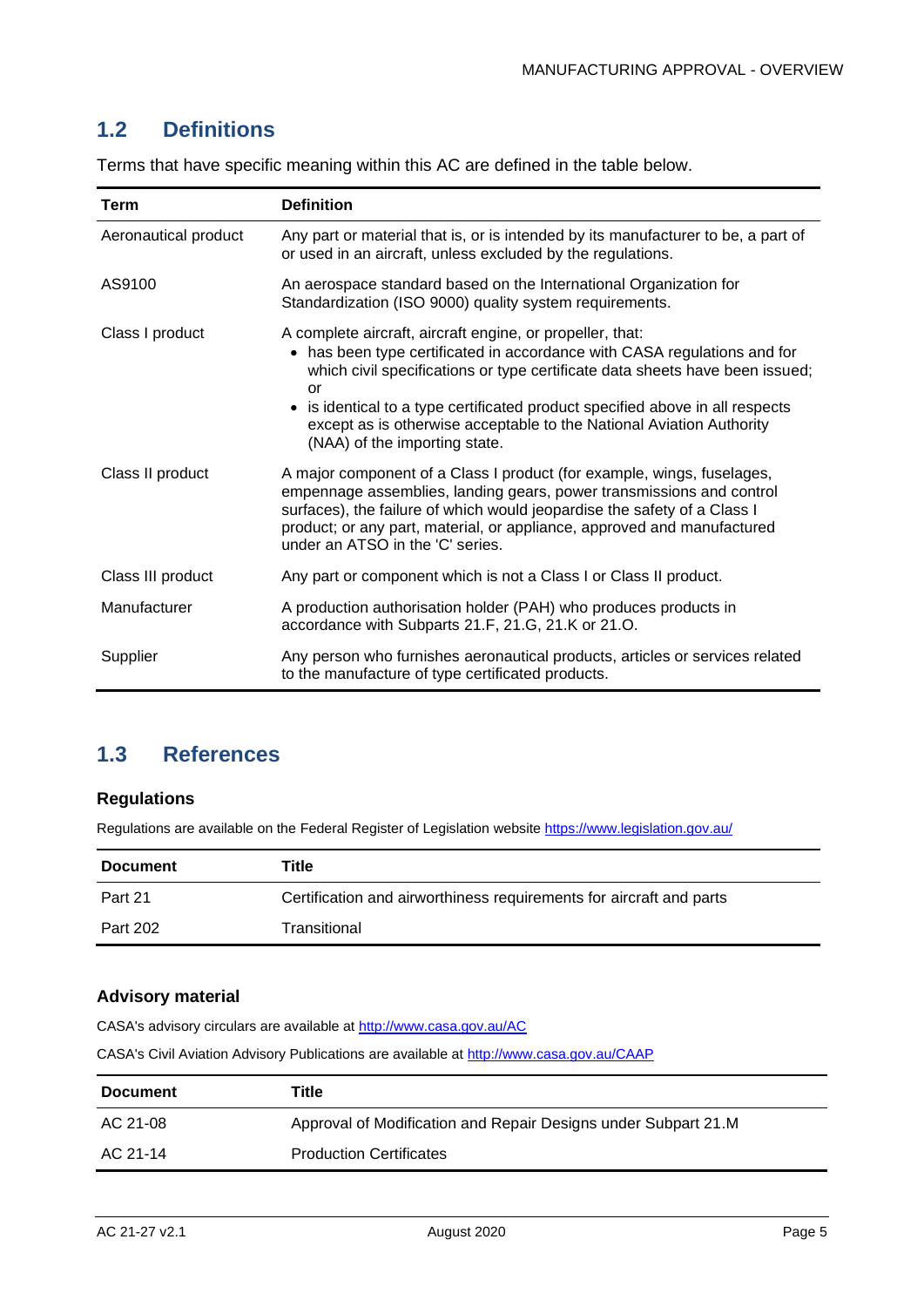## 1.2 Definitions

Terms that have specific meaning within this AC are defined in the table below.

| Term | Definition |
| --- | --- |
| Aeronautical product | Any part or material that is, or is intended by its manufacturer to be, a part of or used in an aircraft, unless excluded by the regulations. |
| AS9100 | An aerospace standard based on the International Organization for Standardization (ISO 9000) quality system requirements. |
| Class I product | A complete aircraft, aircraft engine, or propeller, that: <br>• has been type certificated in accordance with CASA regulations and for which civil specifications or type certificate data sheets have been issued; or <br>• is identical to a type certificated product specified above in all respects except as is otherwise acceptable to the National Aviation Authority (NAA) of the importing state. |
| Class II product | A major component of a Class I product (for example, wings, fuselages, empennage assemblies, landing gears, power transmissions and control surfaces), the failure of which would jeopardise the safety of a Class I product; or any part, material, or appliance, approved and manufactured under an ATSO in the 'C' series. |
| Class III product | Any part or component which is not a Class I or Class II product. |
| Manufacturer | A production authorisation holder (PAH) who produces products in accordance with Subparts 21.F, 21.G, 21.K or 21.O. |
| Supplier | Any person who furnishes aeronautical products, articles or services related to the manufacture of type certificated products. |

## 1.3 References

### Regulations

Regulations are available on the Federal Register of Legislation website https://www.legislation.gov.au/

| Document | Title |
| --- | --- |
| Part 21 | Certification and airworthiness requirements for aircraft and parts |
| Part 202 | Transitional |

### Advisory material

CASA's advisory circulars are available at http://www.casa.gov.au/AC

CASA's Civil Aviation Advisory Publications are available at http://www.casa.gov.au/CAAP

| Document | Title |
| --- | --- |
| AC 21-08 | Approval of Modification and Repair Designs under Subpart 21.M |
| AC 21-14 | Production Certificates |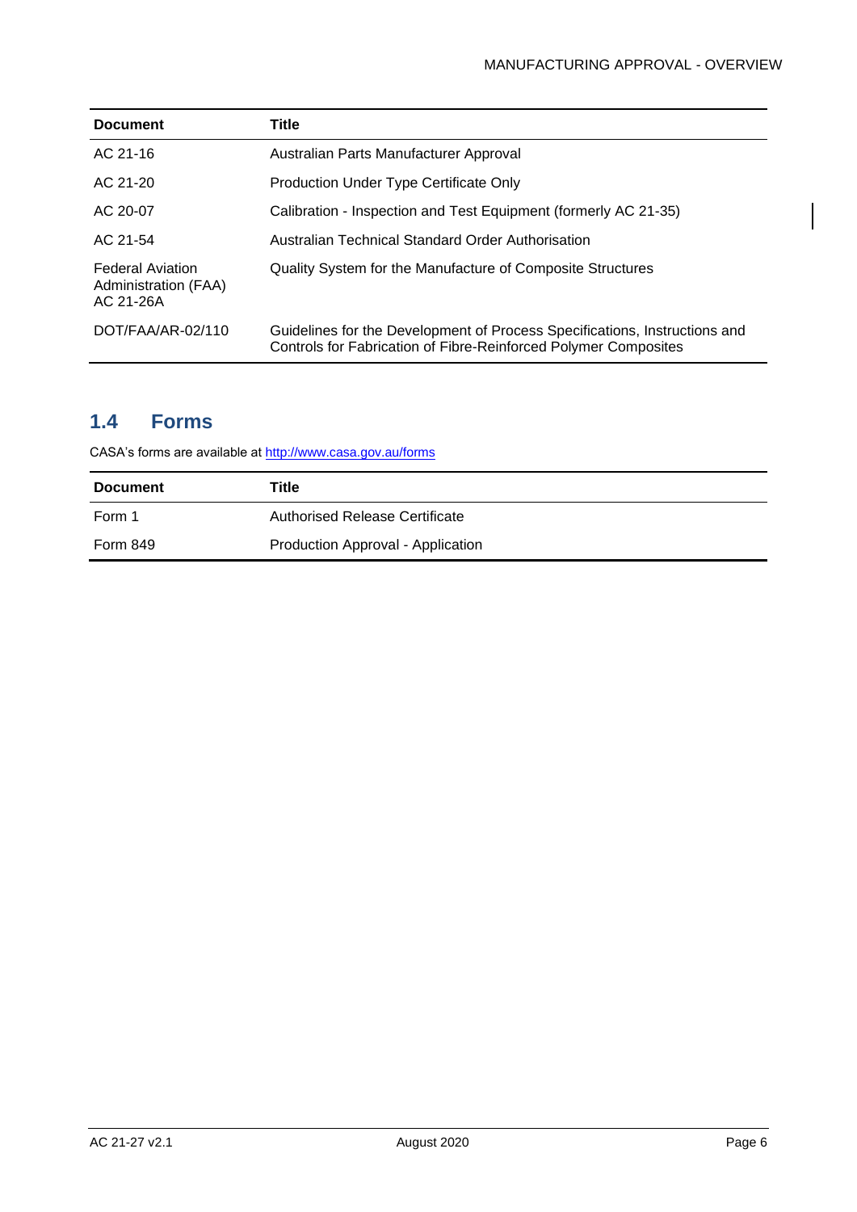| Document | Title |
| --- | --- |
| AC 21-16 | Australian Parts Manufacturer Approval |
| AC 21-20 | Production Under Type Certificate Only |
| AC 20-07 | Calibration - Inspection and Test Equipment (formerly AC 21-35) |
| AC 21-54 | Australian Technical Standard Order Authorisation |
| Federal Aviation Administration (FAA) AC 21-26A | Quality System for the Manufacture of Composite Structures |
| DOT/FAA/AR-02/110 | Guidelines for the Development of Process Specifications, Instructions and Controls for Fabrication of Fibre-Reinforced Polymer Composites |

## 1.4 Forms

CASA's forms are available at http://www.casa.gov.au/forms

| Document | Title |
| --- | --- |
| Form 1 | Authorised Release Certificate |
| Form 849 | Production Approval - Application |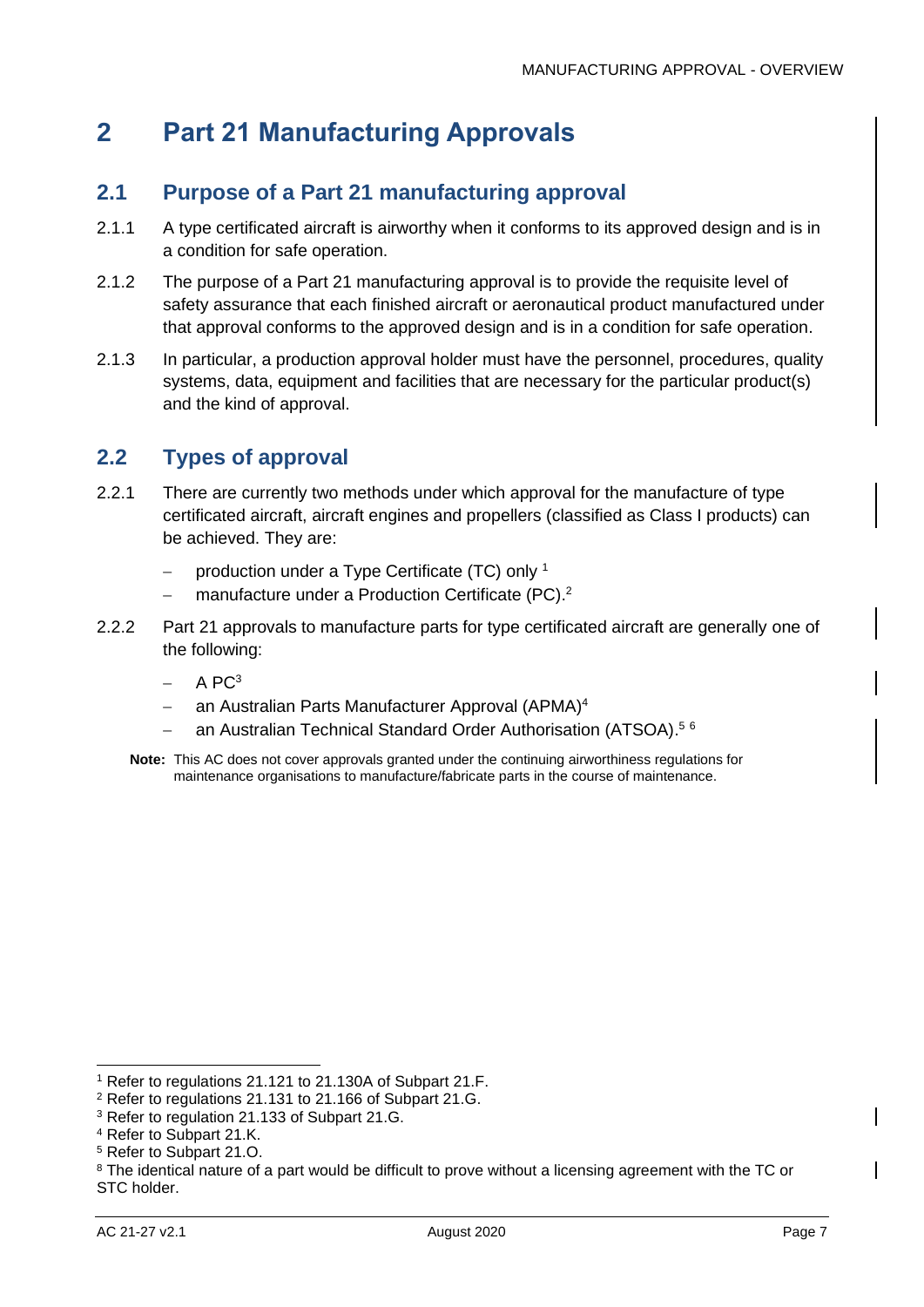# 2 Part 21 Manufacturing Approvals

## 2.1 Purpose of a Part 21 manufacturing approval

2.1.1 A type certificated aircraft is airworthy when it conforms to its approved design and is in a condition for safe operation.

2.1.2 The purpose of a Part 21 manufacturing approval is to provide the requisite level of safety assurance that each finished aircraft or aeronautical product manufactured under that approval conforms to the approved design and is in a condition for safe operation.

2.1.3 In particular, a production approval holder must have the personnel, procedures, quality systems, data, equipment and facilities that are necessary for the particular product(s) and the kind of approval.

## 2.2 Types of approval

2.2.1 There are currently two methods under which approval for the manufacture of type certificated aircraft, aircraft engines and propellers (classified as Class I products) can be achieved. They are:

- production under a Type Certificate (TC) only [1]
- manufacture under a Production Certificate (PC).[2]

2.2.2 Part 21 approvals to manufacture parts for type certificated aircraft are generally one of the following:

- A PC[3]
- an Australian Parts Manufacturer Approval (APMA)[4]
- an Australian Technical Standard Order Authorisation (ATSOA).[5] [6]

**Note:** This AC does not cover approvals granted under the continuing airworthiness regulations for maintenance organisations to manufacture/fabricate parts in the course of maintenance.

---

[1] Refer to regulations 21.121 to 21.130A of Subpart 21.F.

[2] Refer to regulations 21.131 to 21.166 of Subpart 21.G.

[3] Refer to regulation 21.133 of Subpart 21.G.

[4] Refer to Subpart 21.K.

[5] Refer to Subpart 21.O.

[6] The identical nature of a part would be difficult to prove without a licensing agreement with the TC or STC holder.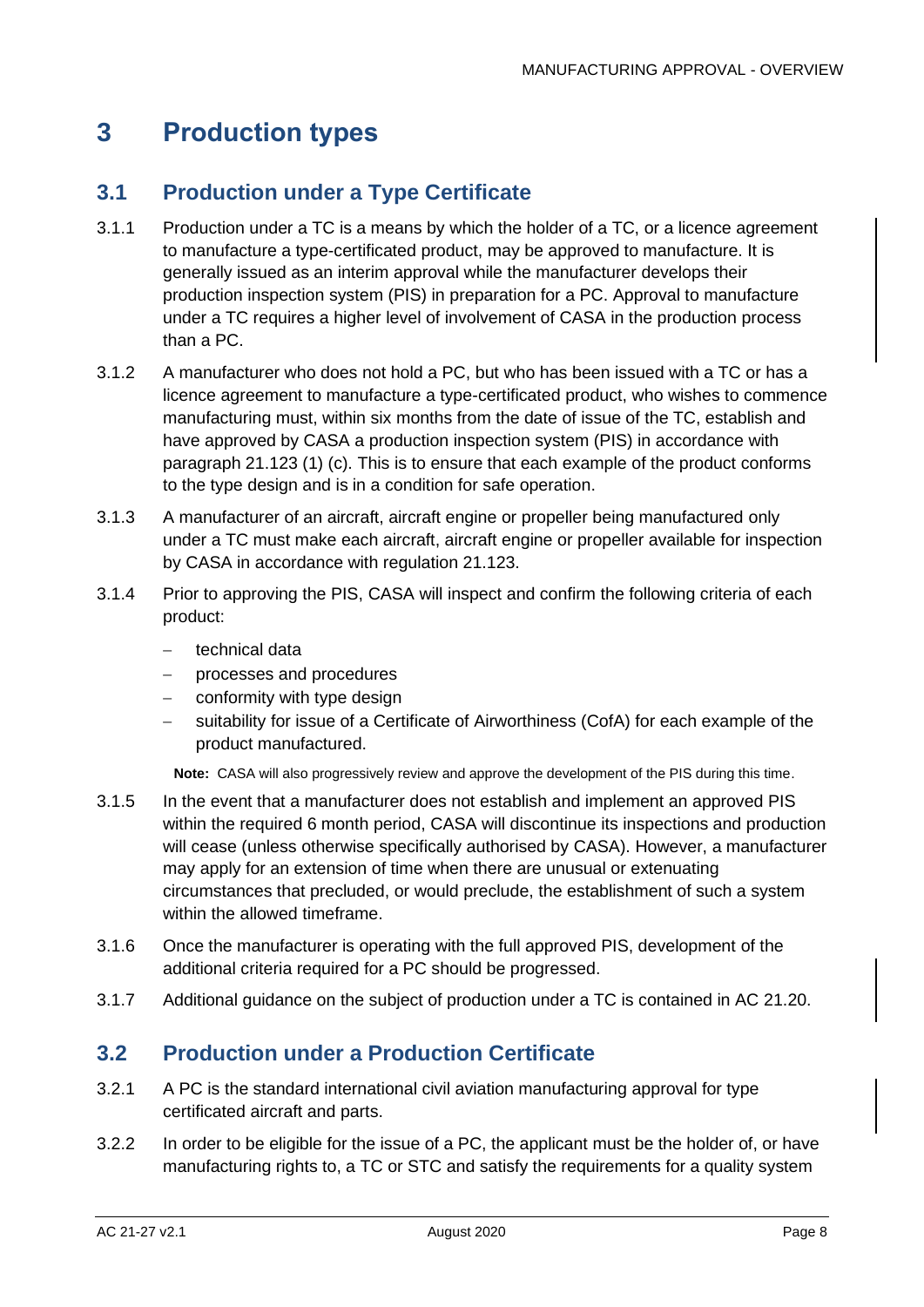# 3 Production types

## 3.1 Production under a Type Certificate

3.1.1 Production under a TC is a means by which the holder of a TC, or a licence agreement to manufacture a type-certificated product, may be approved to manufacture. It is generally issued as an interim approval while the manufacturer develops their production inspection system (PIS) in preparation for a PC. Approval to manufacture under a TC requires a higher level of involvement of CASA in the production process than a PC.

3.1.2 A manufacturer who does not hold a PC, but who has been issued with a TC or has a licence agreement to manufacture a type-certificated product, who wishes to commence manufacturing must, within six months from the date of issue of the TC, establish and have approved by CASA a production inspection system (PIS) in accordance with paragraph 21.123 (1) (c). This is to ensure that each example of the product conforms to the type design and is in a condition for safe operation.

3.1.3 A manufacturer of an aircraft, aircraft engine or propeller being manufactured only under a TC must make each aircraft, aircraft engine or propeller available for inspection by CASA in accordance with regulation 21.123.

3.1.4 Prior to approving the PIS, CASA will inspect and confirm the following criteria of each product:

- technical data
- processes and procedures
- conformity with type design
- suitability for issue of a Certificate of Airworthiness (CofA) for each example of the product manufactured.

**Note:** CASA will also progressively review and approve the development of the PIS during this time.

3.1.5 In the event that a manufacturer does not establish and implement an approved PIS within the required 6 month period, CASA will discontinue its inspections and production will cease (unless otherwise specifically authorised by CASA). However, a manufacturer may apply for an extension of time when there are unusual or extenuating circumstances that precluded, or would preclude, the establishment of such a system within the allowed timeframe.

3.1.6 Once the manufacturer is operating with the full approved PIS, development of the additional criteria required for a PC should be progressed.

3.1.7 Additional guidance on the subject of production under a TC is contained in AC 21.20.

## 3.2 Production under a Production Certificate

3.2.1 A PC is the standard international civil aviation manufacturing approval for type certificated aircraft and parts.

3.2.2 In order to be eligible for the issue of a PC, the applicant must be the holder of, or have manufacturing rights to, a TC or STC and satisfy the requirements for a quality system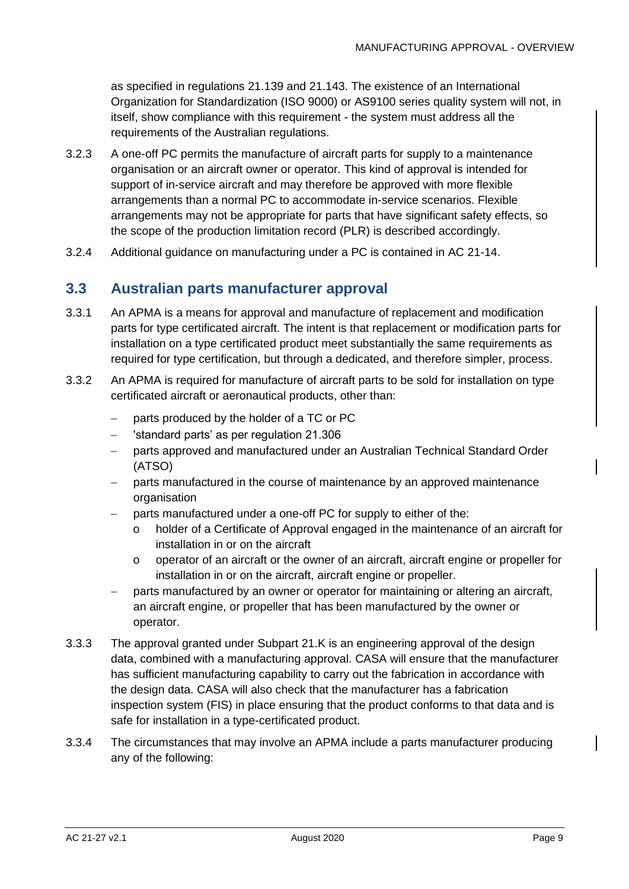as specified in regulations 21.139 and 21.143. The existence of an International Organization for Standardization (ISO 9000) or AS9100 series quality system will not, in itself, show compliance with this requirement - the system must address all the requirements of the Australian regulations.

3.2.3 A one-off PC permits the manufacture of aircraft parts for supply to a maintenance organisation or an aircraft owner or operator. This kind of approval is intended for support of in-service aircraft and may therefore be approved with more flexible arrangements than a normal PC to accommodate in-service scenarios. Flexible arrangements may not be appropriate for parts that have significant safety effects, so the scope of the production limitation record (PLR) is described accordingly.

3.2.4 Additional guidance on manufacturing under a PC is contained in AC 21-14.

## 3.3 Australian parts manufacturer approval

3.3.1 An APMA is a means for approval and manufacture of replacement and modification parts for type certificated aircraft. The intent is that replacement or modification parts for installation on a type certificated product meet substantially the same requirements as required for type certification, but through a dedicated, and therefore simpler, process.

3.3.2 An APMA is required for manufacture of aircraft parts to be sold for installation on type certificated aircraft or aeronautical products, other than:

- parts produced by the holder of a TC or PC
- 'standard parts' as per regulation 21.306
- parts approved and manufactured under an Australian Technical Standard Order (ATSO)
- parts manufactured in the course of maintenance by an approved maintenance organisation
- parts manufactured under a one-off PC for supply to either of the:
  - holder of a Certificate of Approval engaged in the maintenance of an aircraft for installation in or on the aircraft
  - operator of an aircraft or the owner of an aircraft, aircraft engine or propeller for installation in or on the aircraft, aircraft engine or propeller.
- parts manufactured by an owner or operator for maintaining or altering an aircraft, an aircraft engine, or propeller that has been manufactured by the owner or operator.

3.3.3 The approval granted under Subpart 21.K is an engineering approval of the design data, combined with a manufacturing approval. CASA will ensure that the manufacturer has sufficient manufacturing capability to carry out the fabrication in accordance with the design data. CASA will also check that the manufacturer has a fabrication inspection system (FIS) in place ensuring that the product conforms to that data and is safe for installation in a type-certificated product.

3.3.4 The circumstances that may involve an APMA include a parts manufacturer producing any of the following: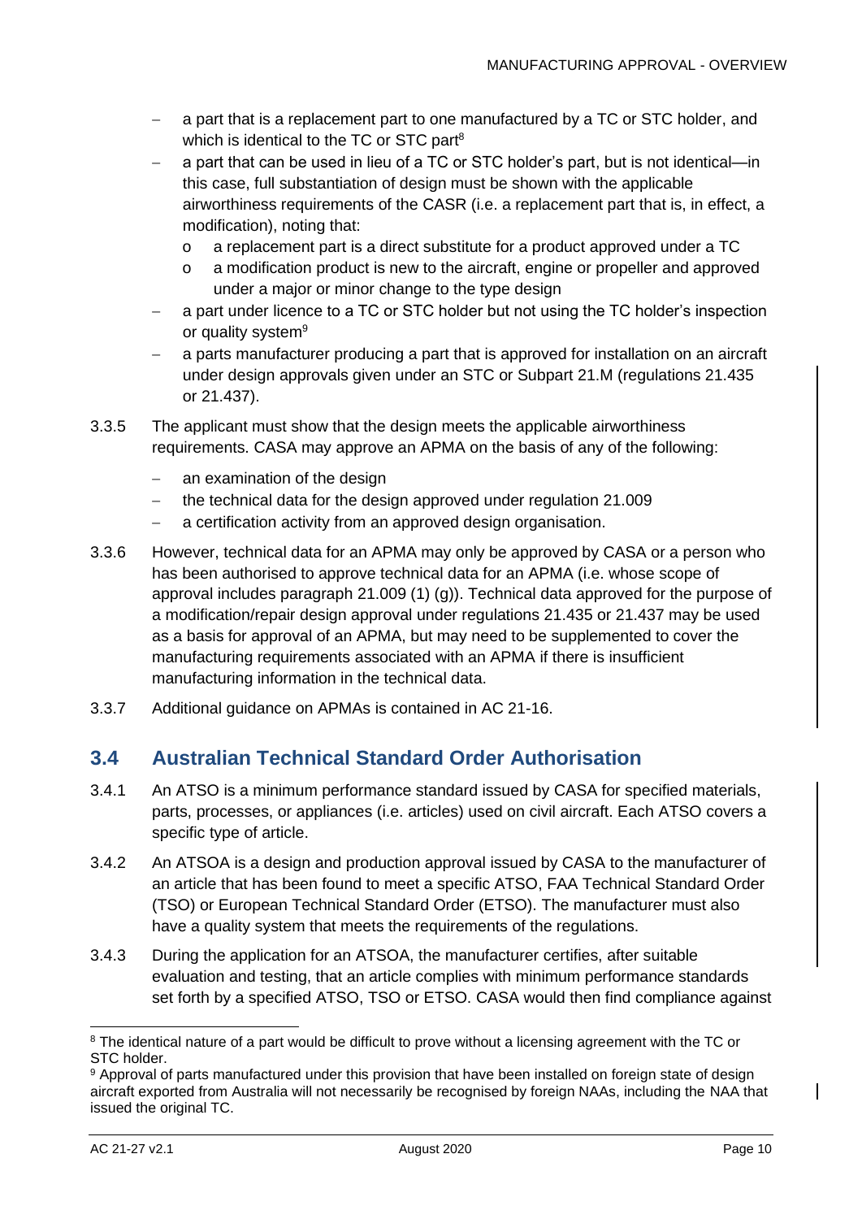- a part that is a replacement part to one manufactured by a TC or STC holder, and which is identical to the TC or STC part[8]
- a part that can be used in lieu of a TC or STC holder's part, but is not identical—in this case, full substantiation of design must be shown with the applicable airworthiness requirements of the CASR (i.e. a replacement part that is, in effect, a modification), noting that:
  - a replacement part is a direct substitute for a product approved under a TC
  - a modification product is new to the aircraft, engine or propeller and approved under a major or minor change to the type design
- a part under licence to a TC or STC holder but not using the TC holder's inspection or quality system[9]
- a parts manufacturer producing a part that is approved for installation on an aircraft under design approvals given under an STC or Subpart 21.M (regulations 21.435 or 21.437).

3.3.5 The applicant must show that the design meets the applicable airworthiness requirements. CASA may approve an APMA on the basis of any of the following:

- an examination of the design
- the technical data for the design approved under regulation 21.009
- a certification activity from an approved design organisation.

3.3.6 However, technical data for an APMA may only be approved by CASA or a person who has been authorised to approve technical data for an APMA (i.e. whose scope of approval includes paragraph 21.009 (1) (g)). Technical data approved for the purpose of a modification/repair design approval under regulations 21.435 or 21.437 may be used as a basis for approval of an APMA, but may need to be supplemented to cover the manufacturing requirements associated with an APMA if there is insufficient manufacturing information in the technical data.

3.3.7 Additional guidance on APMAs is contained in AC 21-16.

## 3.4 Australian Technical Standard Order Authorisation

3.4.1 An ATSO is a minimum performance standard issued by CASA for specified materials, parts, processes, or appliances (i.e. articles) used on civil aircraft. Each ATSO covers a specific type of article.

3.4.2 An ATSOA is a design and production approval issued by CASA to the manufacturer of an article that has been found to meet a specific ATSO, FAA Technical Standard Order (TSO) or European Technical Standard Order (ETSO). The manufacturer must also have a quality system that meets the requirements of the regulations.

3.4.3 During the application for an ATSOA, the manufacturer certifies, after suitable evaluation and testing, that an article complies with minimum performance standards set forth by a specified ATSO, TSO or ETSO. CASA would then find compliance against

---

[8] The identical nature of a part would be difficult to prove without a licensing agreement with the TC or STC holder.

[9] Approval of parts manufactured under this provision that have been installed on foreign state of design aircraft exported from Australia will not necessarily be recognised by foreign NAAs, including the NAA that issued the original TC.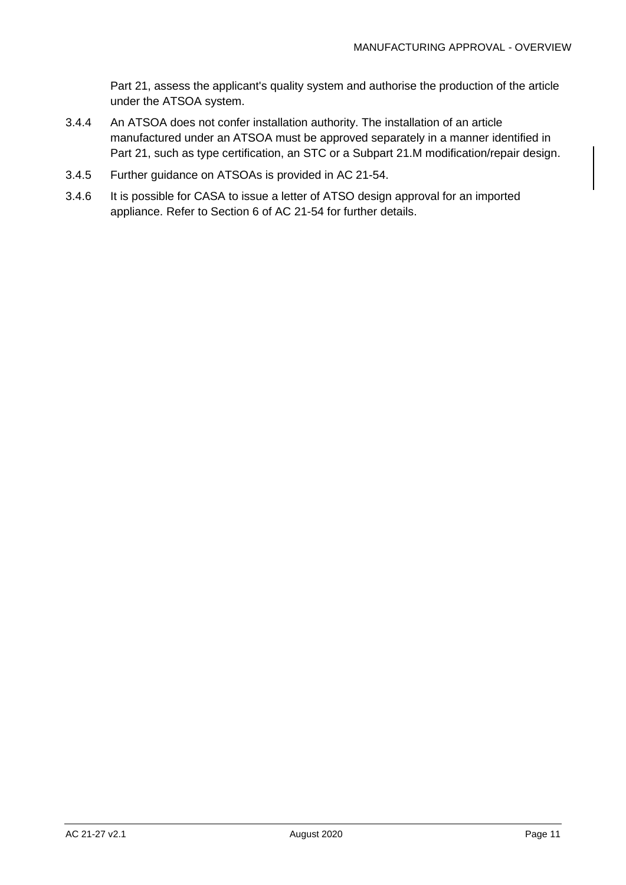Part 21, assess the applicant's quality system and authorise the production of the article under the ATSOA system.

3.4.4 An ATSOA does not confer installation authority. The installation of an article manufactured under an ATSOA must be approved separately in a manner identified in Part 21, such as type certification, an STC or a Subpart 21.M modification/repair design.

3.4.5 Further guidance on ATSOAs is provided in AC 21-54.

3.4.6 It is possible for CASA to issue a letter of ATSO design approval for an imported appliance. Refer to Section 6 of AC 21-54 for further details.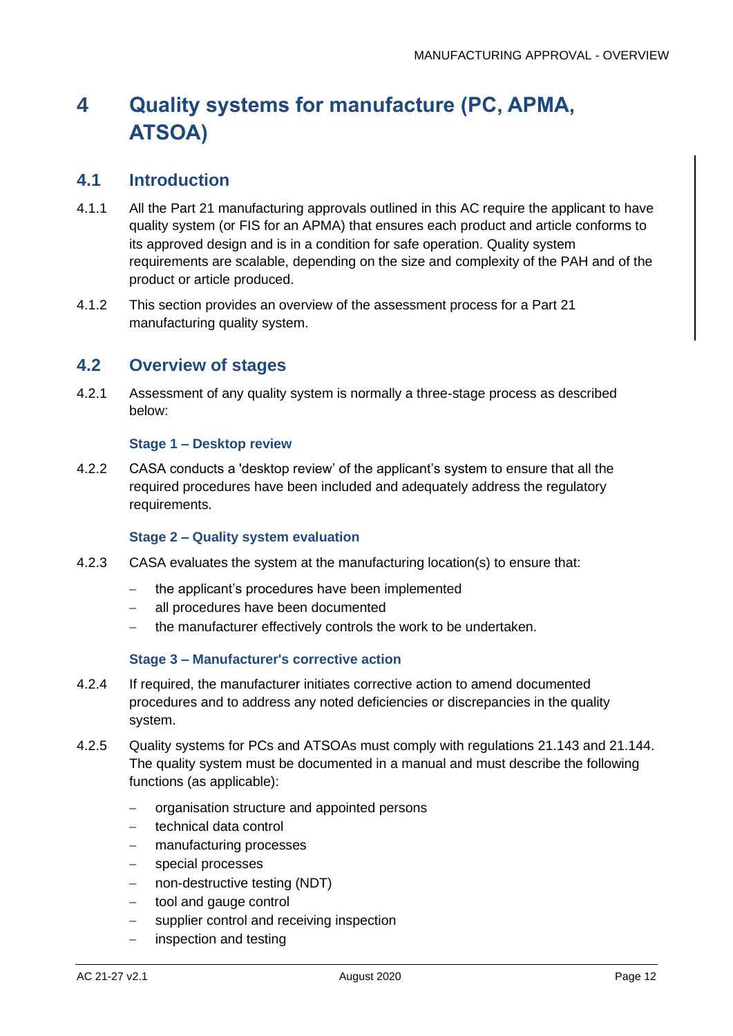# 4 Quality systems for manufacture (PC, APMA, ATSOA)

## 4.1 Introduction

4.1.1 All the Part 21 manufacturing approvals outlined in this AC require the applicant to have quality system (or FIS for an APMA) that ensures each product and article conforms to its approved design and is in a condition for safe operation. Quality system requirements are scalable, depending on the size and complexity of the PAH and of the product or article produced.

4.1.2 This section provides an overview of the assessment process for a Part 21 manufacturing quality system.

## 4.2 Overview of stages

4.2.1 Assessment of any quality system is normally a three-stage process as described below:

### Stage 1 – Desktop review

4.2.2 CASA conducts a 'desktop review' of the applicant's system to ensure that all the required procedures have been included and adequately address the regulatory requirements.

### Stage 2 – Quality system evaluation

4.2.3 CASA evaluates the system at the manufacturing location(s) to ensure that:

- the applicant's procedures have been implemented
- all procedures have been documented
- the manufacturer effectively controls the work to be undertaken.

### Stage 3 – Manufacturer's corrective action

4.2.4 If required, the manufacturer initiates corrective action to amend documented procedures and to address any noted deficiencies or discrepancies in the quality system.

4.2.5 Quality systems for PCs and ATSOAs must comply with regulations 21.143 and 21.144. The quality system must be documented in a manual and must describe the following functions (as applicable):

- organisation structure and appointed persons
- technical data control
- manufacturing processes
- special processes
- non-destructive testing (NDT)
- tool and gauge control
- supplier control and receiving inspection
- inspection and testing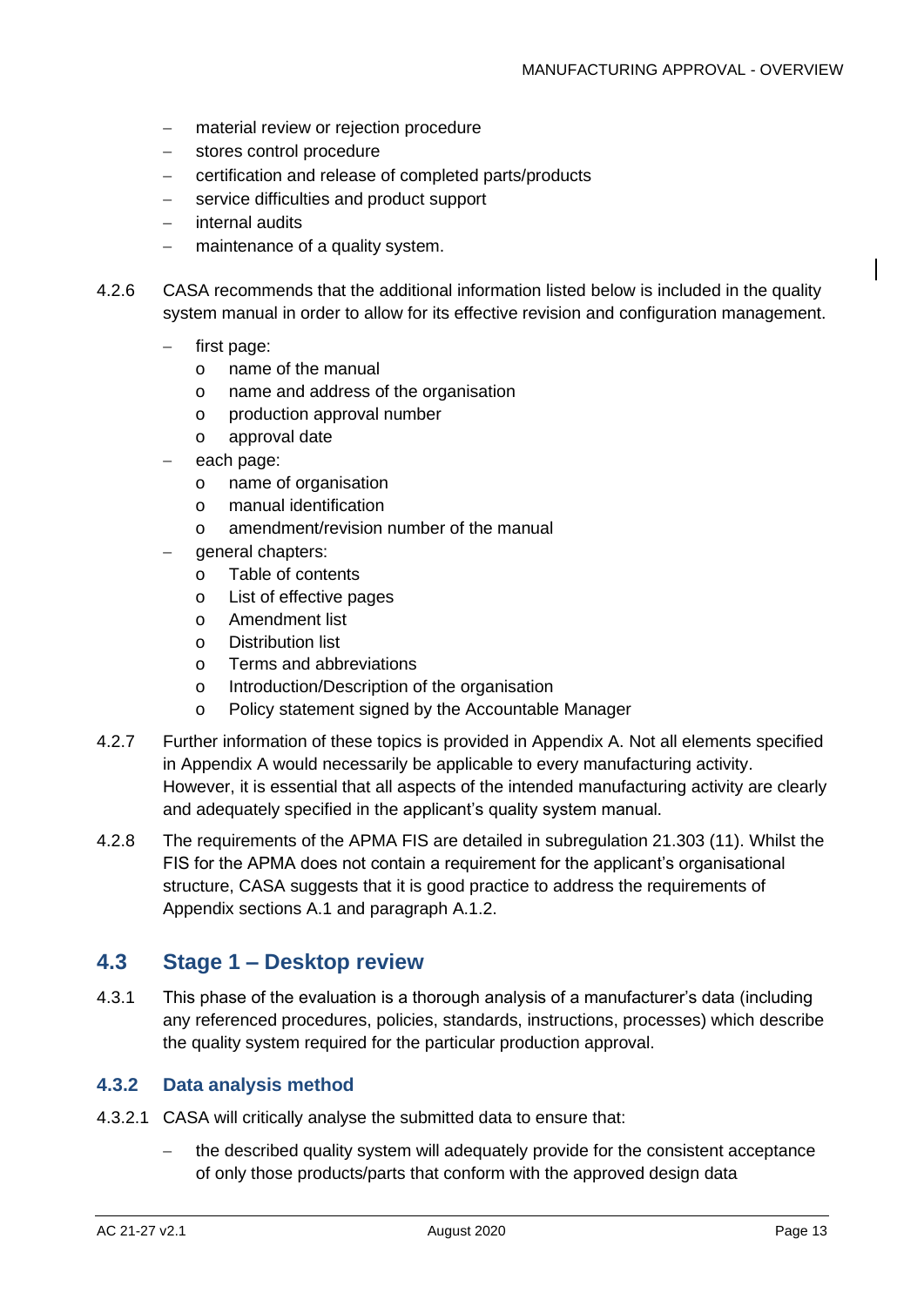- material review or rejection procedure
- stores control procedure
- certification and release of completed parts/products
- service difficulties and product support
- internal audits
- maintenance of a quality system.

4.2.6 CASA recommends that the additional information listed below is included in the quality system manual in order to allow for its effective revision and configuration management.

- first page:
  - name of the manual
  - name and address of the organisation
  - production approval number
  - approval date
- each page:
  - name of organisation
  - manual identification
  - amendment/revision number of the manual
- general chapters:
  - Table of contents
  - List of effective pages
  - Amendment list
  - Distribution list
  - Terms and abbreviations
  - Introduction/Description of the organisation
  - Policy statement signed by the Accountable Manager

4.2.7 Further information of these topics is provided in Appendix A. Not all elements specified in Appendix A would necessarily be applicable to every manufacturing activity. However, it is essential that all aspects of the intended manufacturing activity are clearly and adequately specified in the applicant's quality system manual.

4.2.8 The requirements of the APMA FIS are detailed in subregulation 21.303 (11). Whilst the FIS for the APMA does not contain a requirement for the applicant's organisational structure, CASA suggests that it is good practice to address the requirements of Appendix sections A.1 and paragraph A.1.2.

## 4.3 Stage 1 – Desktop review

4.3.1 This phase of the evaluation is a thorough analysis of a manufacturer's data (including any referenced procedures, policies, standards, instructions, processes) which describe the quality system required for the particular production approval.

### 4.3.2 Data analysis method

4.3.2.1 CASA will critically analyse the submitted data to ensure that:

- the described quality system will adequately provide for the consistent acceptance of only those products/parts that conform with the approved design data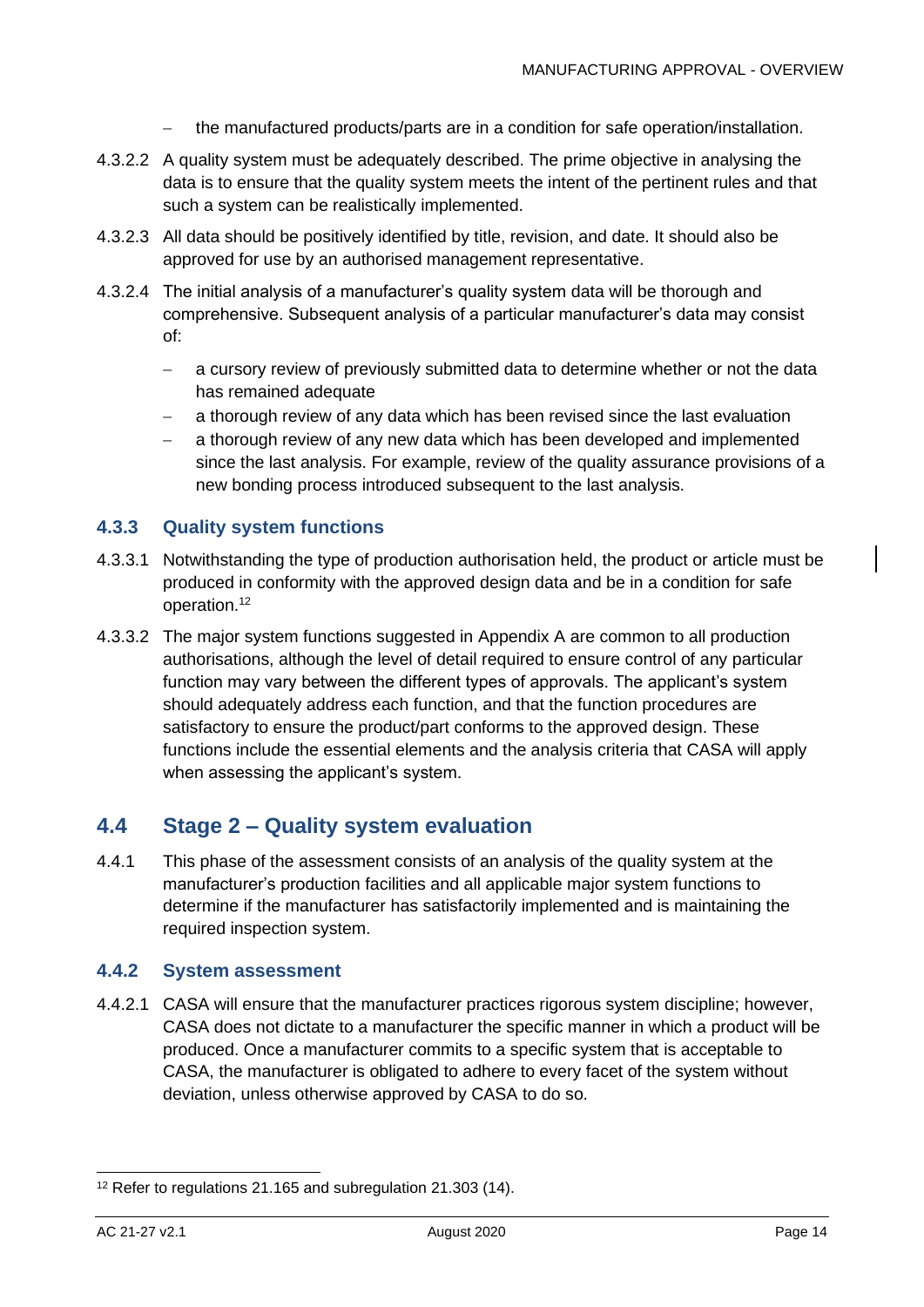- the manufactured products/parts are in a condition for safe operation/installation.

4.3.2.2 A quality system must be adequately described. The prime objective in analysing the data is to ensure that the quality system meets the intent of the pertinent rules and that such a system can be realistically implemented.

4.3.2.3 All data should be positively identified by title, revision, and date. It should also be approved for use by an authorised management representative.

4.3.2.4 The initial analysis of a manufacturer's quality system data will be thorough and comprehensive. Subsequent analysis of a particular manufacturer's data may consist of:

- a cursory review of previously submitted data to determine whether or not the data has remained adequate
- a thorough review of any data which has been revised since the last evaluation
- a thorough review of any new data which has been developed and implemented since the last analysis. For example, review of the quality assurance provisions of a new bonding process introduced subsequent to the last analysis.

### 4.3.3 Quality system functions

4.3.3.1 Notwithstanding the type of production authorisation held, the product or article must be produced in conformity with the approved design data and be in a condition for safe operation.[12]

4.3.3.2 The major system functions suggested in Appendix A are common to all production authorisations, although the level of detail required to ensure control of any particular function may vary between the different types of approvals. The applicant's system should adequately address each function, and that the function procedures are satisfactory to ensure the product/part conforms to the approved design. These functions include the essential elements and the analysis criteria that CASA will apply when assessing the applicant's system.

## 4.4 Stage 2 – Quality system evaluation

4.4.1 This phase of the assessment consists of an analysis of the quality system at the manufacturer's production facilities and all applicable major system functions to determine if the manufacturer has satisfactorily implemented and is maintaining the required inspection system.

### 4.4.2 System assessment

4.4.2.1 CASA will ensure that the manufacturer practices rigorous system discipline; however, CASA does not dictate to a manufacturer the specific manner in which a product will be produced. Once a manufacturer commits to a specific system that is acceptable to CASA, the manufacturer is obligated to adhere to every facet of the system without deviation, unless otherwise approved by CASA to do so.

---

[12] Refer to regulations 21.165 and subregulation 21.303 (14).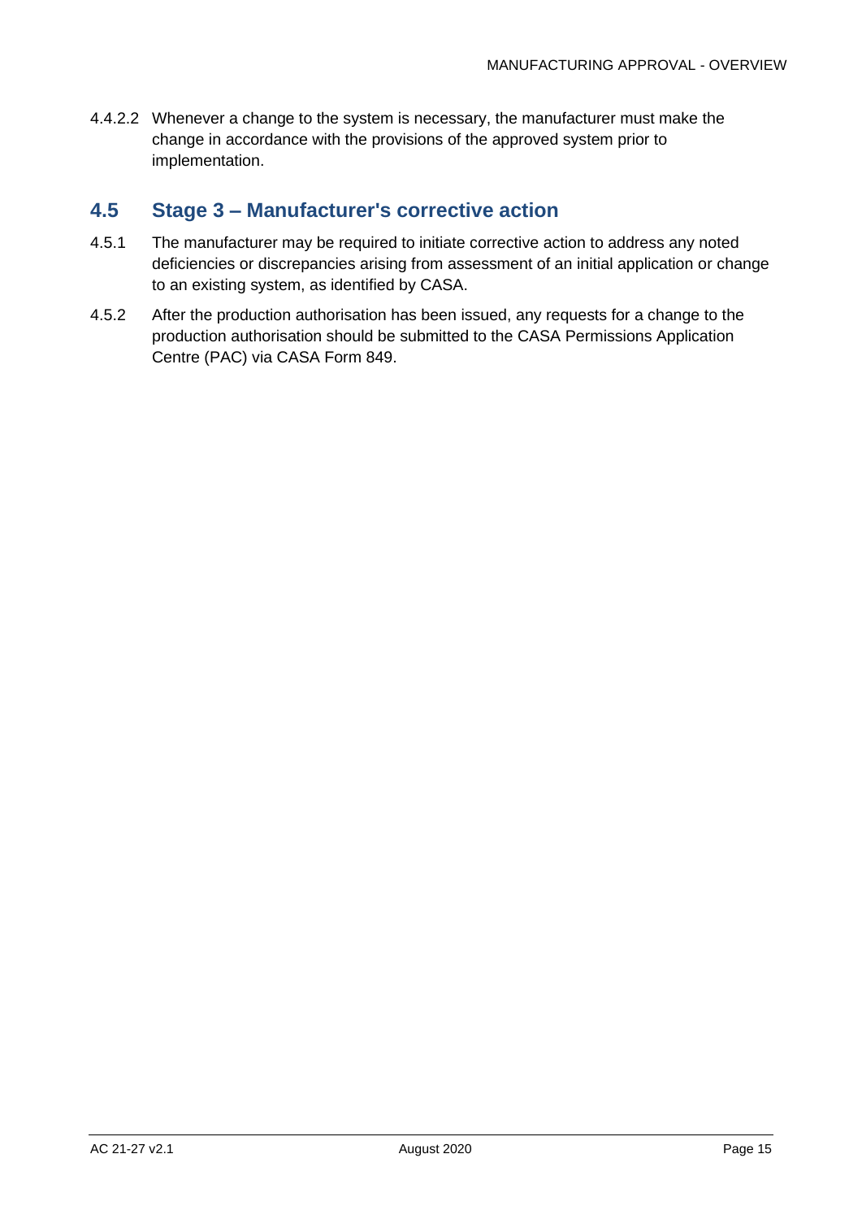4.4.2.2 Whenever a change to the system is necessary, the manufacturer must make the change in accordance with the provisions of the approved system prior to implementation.

## 4.5 Stage 3 – Manufacturer's corrective action

4.5.1 The manufacturer may be required to initiate corrective action to address any noted deficiencies or discrepancies arising from assessment of an initial application or change to an existing system, as identified by CASA.

4.5.2 After the production authorisation has been issued, any requests for a change to the production authorisation should be submitted to the CASA Permissions Application Centre (PAC) via CASA Form 849.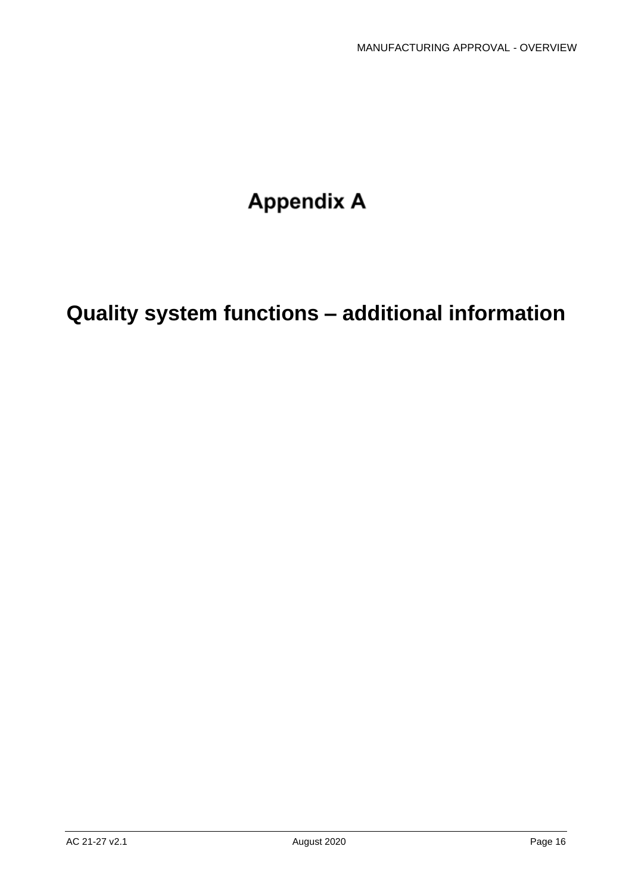# Appendix A

# Quality system functions – additional information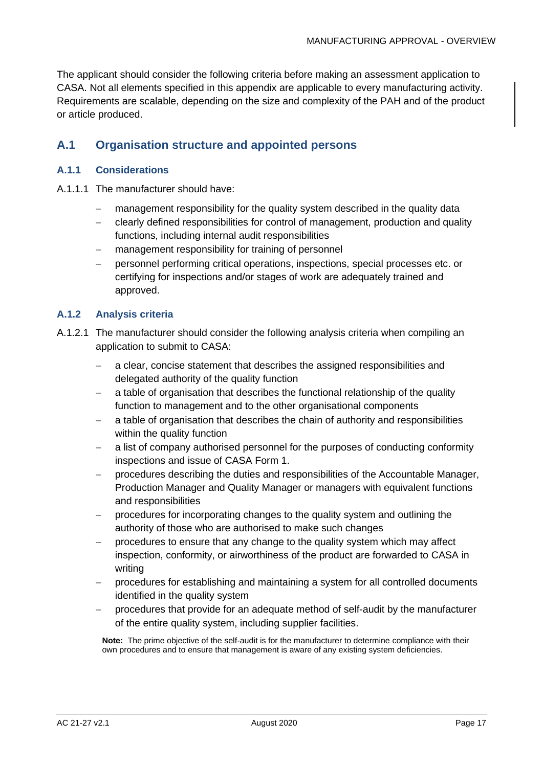The applicant should consider the following criteria before making an assessment application to CASA. Not all elements specified in this appendix are applicable to every manufacturing activity. Requirements are scalable, depending on the size and complexity of the PAH and of the product or article produced.

## A.1 Organisation structure and appointed persons

### A.1.1 Considerations

A.1.1.1 The manufacturer should have:

- management responsibility for the quality system described in the quality data
- clearly defined responsibilities for control of management, production and quality functions, including internal audit responsibilities
- management responsibility for training of personnel
- personnel performing critical operations, inspections, special processes etc. or certifying for inspections and/or stages of work are adequately trained and approved.

### A.1.2 Analysis criteria

A.1.2.1 The manufacturer should consider the following analysis criteria when compiling an application to submit to CASA:

- a clear, concise statement that describes the assigned responsibilities and delegated authority of the quality function
- a table of organisation that describes the functional relationship of the quality function to management and to the other organisational components
- a table of organisation that describes the chain of authority and responsibilities within the quality function
- a list of company authorised personnel for the purposes of conducting conformity inspections and issue of CASA Form 1.
- procedures describing the duties and responsibilities of the Accountable Manager, Production Manager and Quality Manager or managers with equivalent functions and responsibilities
- procedures for incorporating changes to the quality system and outlining the authority of those who are authorised to make such changes
- procedures to ensure that any change to the quality system which may affect inspection, conformity, or airworthiness of the product are forwarded to CASA in writing
- procedures for establishing and maintaining a system for all controlled documents identified in the quality system
- procedures that provide for an adequate method of self-audit by the manufacturer of the entire quality system, including supplier facilities.

**Note:** The prime objective of the self-audit is for the manufacturer to determine compliance with their own procedures and to ensure that management is aware of any existing system deficiencies.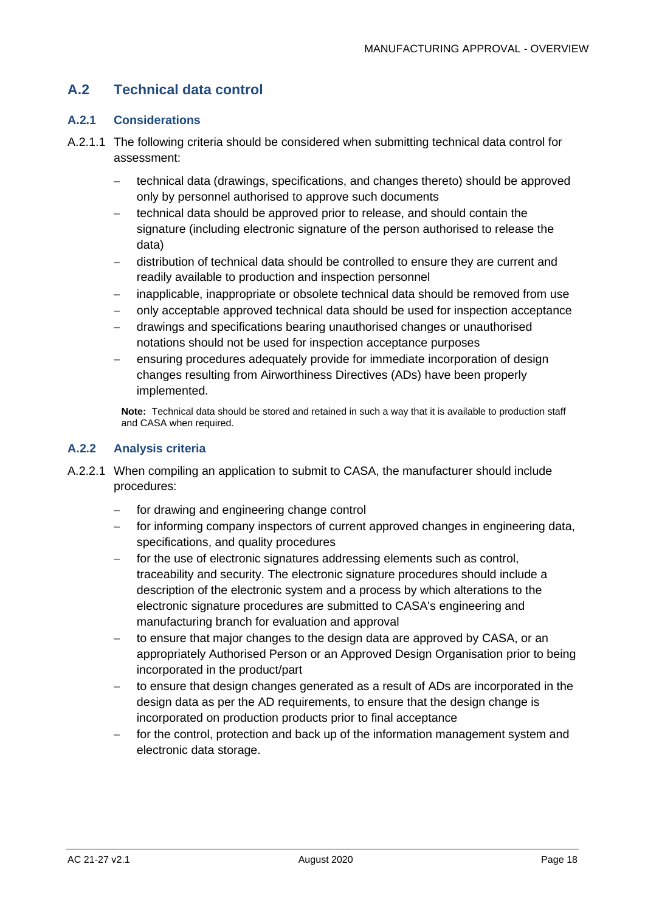## A.2 Technical data control

### A.2.1 Considerations

A.2.1.1 The following criteria should be considered when submitting technical data control for assessment:

- technical data (drawings, specifications, and changes thereto) should be approved only by personnel authorised to approve such documents
- technical data should be approved prior to release, and should contain the signature (including electronic signature of the person authorised to release the data)
- distribution of technical data should be controlled to ensure they are current and readily available to production and inspection personnel
- inapplicable, inappropriate or obsolete technical data should be removed from use
- only acceptable approved technical data should be used for inspection acceptance
- drawings and specifications bearing unauthorised changes or unauthorised notations should not be used for inspection acceptance purposes
- ensuring procedures adequately provide for immediate incorporation of design changes resulting from Airworthiness Directives (ADs) have been properly implemented.

**Note:** Technical data should be stored and retained in such a way that it is available to production staff and CASA when required.

### A.2.2 Analysis criteria

A.2.2.1 When compiling an application to submit to CASA, the manufacturer should include procedures:

- for drawing and engineering change control
- for informing company inspectors of current approved changes in engineering data, specifications, and quality procedures
- for the use of electronic signatures addressing elements such as control, traceability and security. The electronic signature procedures should include a description of the electronic system and a process by which alterations to the electronic signature procedures are submitted to CASA's engineering and manufacturing branch for evaluation and approval
- to ensure that major changes to the design data are approved by CASA, or an appropriately Authorised Person or an Approved Design Organisation prior to being incorporated in the product/part
- to ensure that design changes generated as a result of ADs are incorporated in the design data as per the AD requirements, to ensure that the design change is incorporated on production products prior to final acceptance
- for the control, protection and back up of the information management system and electronic data storage.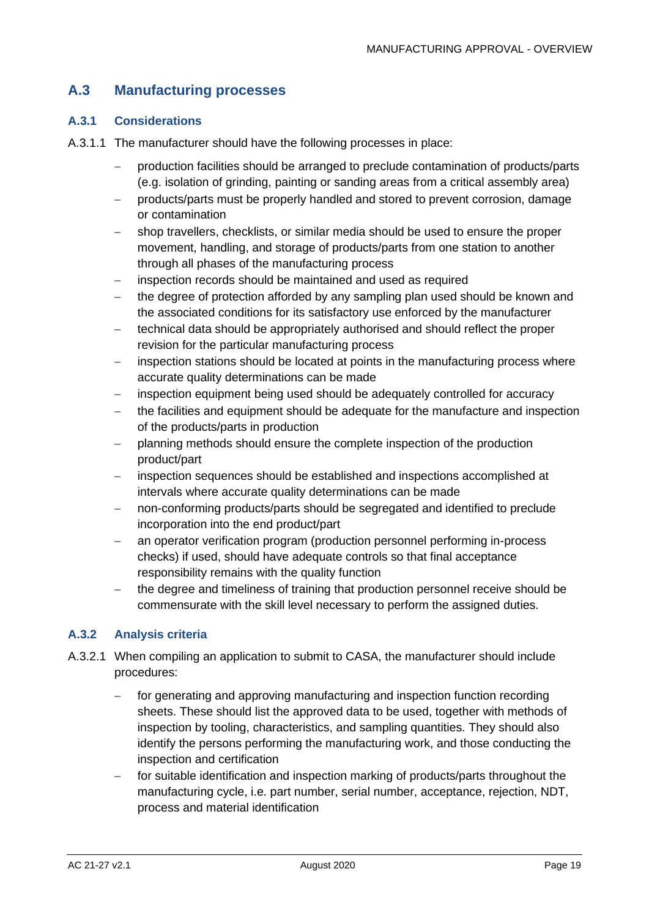## A.3 Manufacturing processes

### A.3.1 Considerations

A.3.1.1 The manufacturer should have the following processes in place:

- production facilities should be arranged to preclude contamination of products/parts (e.g. isolation of grinding, painting or sanding areas from a critical assembly area)
- products/parts must be properly handled and stored to prevent corrosion, damage or contamination
- shop travellers, checklists, or similar media should be used to ensure the proper movement, handling, and storage of products/parts from one station to another through all phases of the manufacturing process
- inspection records should be maintained and used as required
- the degree of protection afforded by any sampling plan used should be known and the associated conditions for its satisfactory use enforced by the manufacturer
- technical data should be appropriately authorised and should reflect the proper revision for the particular manufacturing process
- inspection stations should be located at points in the manufacturing process where accurate quality determinations can be made
- inspection equipment being used should be adequately controlled for accuracy
- the facilities and equipment should be adequate for the manufacture and inspection of the products/parts in production
- planning methods should ensure the complete inspection of the production product/part
- inspection sequences should be established and inspections accomplished at intervals where accurate quality determinations can be made
- non-conforming products/parts should be segregated and identified to preclude incorporation into the end product/part
- an operator verification program (production personnel performing in-process checks) if used, should have adequate controls so that final acceptance responsibility remains with the quality function
- the degree and timeliness of training that production personnel receive should be commensurate with the skill level necessary to perform the assigned duties.

### A.3.2 Analysis criteria

A.3.2.1 When compiling an application to submit to CASA, the manufacturer should include procedures:

- for generating and approving manufacturing and inspection function recording sheets. These should list the approved data to be used, together with methods of inspection by tooling, characteristics, and sampling quantities. They should also identify the persons performing the manufacturing work, and those conducting the inspection and certification
- for suitable identification and inspection marking of products/parts throughout the manufacturing cycle, i.e. part number, serial number, acceptance, rejection, NDT, process and material identification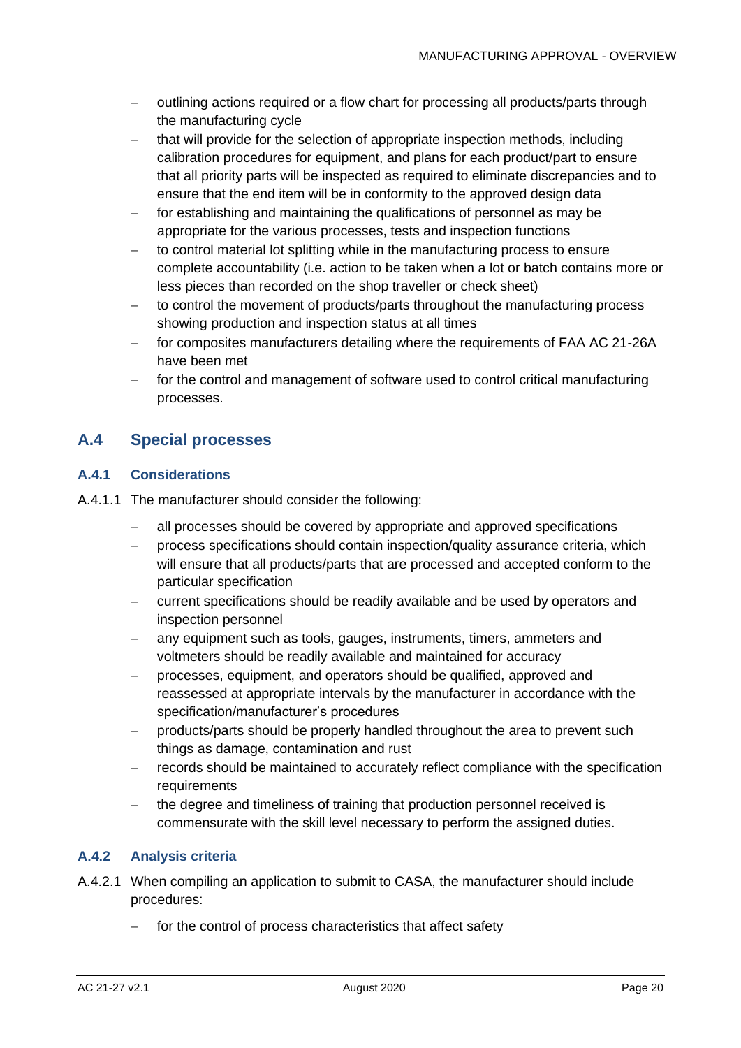- outlining actions required or a flow chart for processing all products/parts through the manufacturing cycle
- that will provide for the selection of appropriate inspection methods, including calibration procedures for equipment, and plans for each product/part to ensure that all priority parts will be inspected as required to eliminate discrepancies and to ensure that the end item will be in conformity to the approved design data
- for establishing and maintaining the qualifications of personnel as may be appropriate for the various processes, tests and inspection functions
- to control material lot splitting while in the manufacturing process to ensure complete accountability (i.e. action to be taken when a lot or batch contains more or less pieces than recorded on the shop traveller or check sheet)
- to control the movement of products/parts throughout the manufacturing process showing production and inspection status at all times
- for composites manufacturers detailing where the requirements of FAA AC 21-26A have been met
- for the control and management of software used to control critical manufacturing processes.

## A.4 Special processes

### A.4.1 Considerations

A.4.1.1 The manufacturer should consider the following:

- all processes should be covered by appropriate and approved specifications
- process specifications should contain inspection/quality assurance criteria, which will ensure that all products/parts that are processed and accepted conform to the particular specification
- current specifications should be readily available and be used by operators and inspection personnel
- any equipment such as tools, gauges, instruments, timers, ammeters and voltmeters should be readily available and maintained for accuracy
- processes, equipment, and operators should be qualified, approved and reassessed at appropriate intervals by the manufacturer in accordance with the specification/manufacturer's procedures
- products/parts should be properly handled throughout the area to prevent such things as damage, contamination and rust
- records should be maintained to accurately reflect compliance with the specification requirements
- the degree and timeliness of training that production personnel received is commensurate with the skill level necessary to perform the assigned duties.

### A.4.2 Analysis criteria

A.4.2.1 When compiling an application to submit to CASA, the manufacturer should include procedures:

- for the control of process characteristics that affect safety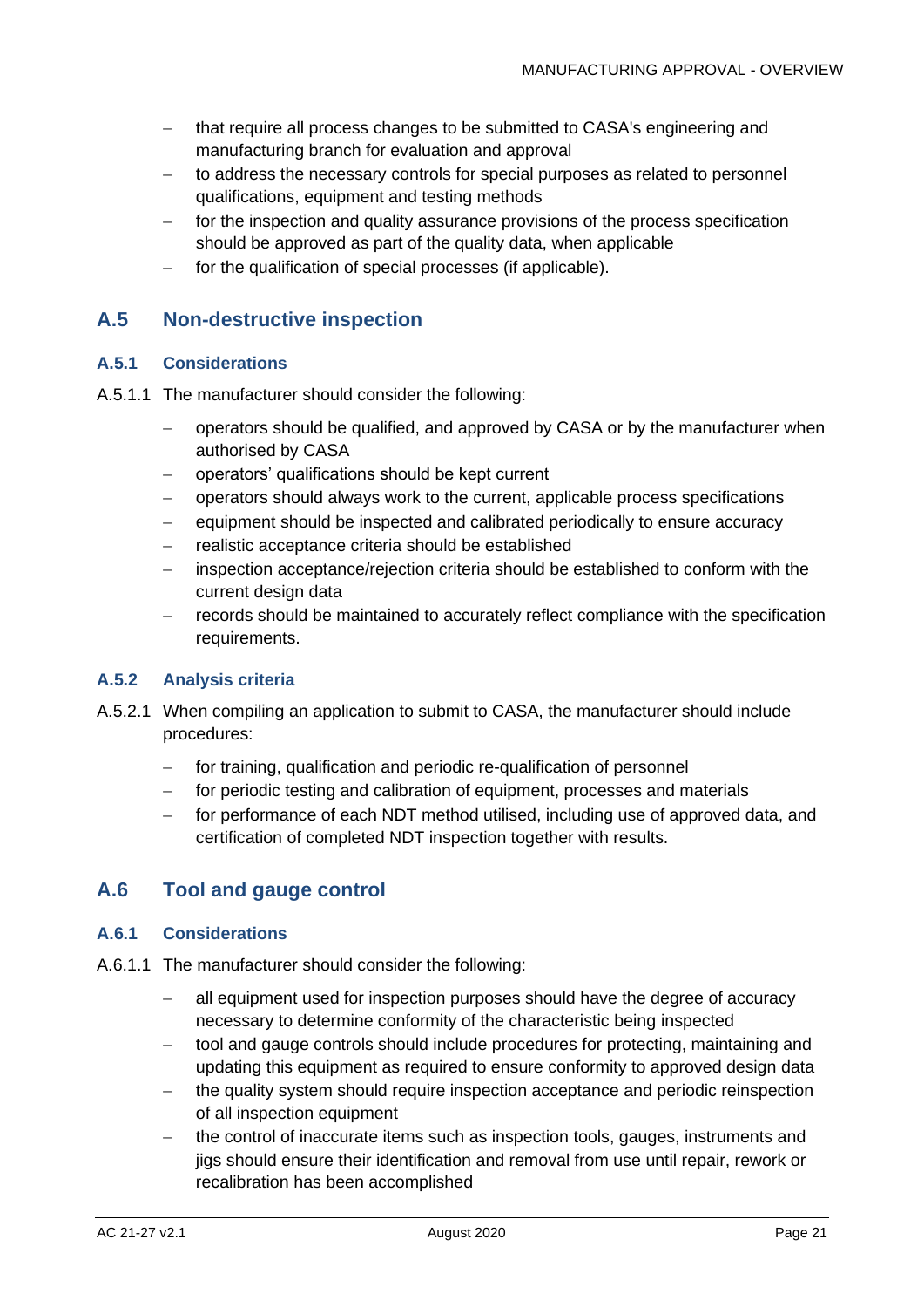- that require all process changes to be submitted to CASA's engineering and manufacturing branch for evaluation and approval
- to address the necessary controls for special purposes as related to personnel qualifications, equipment and testing methods
- for the inspection and quality assurance provisions of the process specification should be approved as part of the quality data, when applicable
- for the qualification of special processes (if applicable).

## A.5 Non-destructive inspection

### A.5.1 Considerations

A.5.1.1 The manufacturer should consider the following:

- operators should be qualified, and approved by CASA or by the manufacturer when authorised by CASA
- operators' qualifications should be kept current
- operators should always work to the current, applicable process specifications
- equipment should be inspected and calibrated periodically to ensure accuracy
- realistic acceptance criteria should be established
- inspection acceptance/rejection criteria should be established to conform with the current design data
- records should be maintained to accurately reflect compliance with the specification requirements.

### A.5.2 Analysis criteria

A.5.2.1 When compiling an application to submit to CASA, the manufacturer should include procedures:

- for training, qualification and periodic re-qualification of personnel
- for periodic testing and calibration of equipment, processes and materials
- for performance of each NDT method utilised, including use of approved data, and certification of completed NDT inspection together with results.

## A.6 Tool and gauge control

### A.6.1 Considerations

A.6.1.1 The manufacturer should consider the following:

- all equipment used for inspection purposes should have the degree of accuracy necessary to determine conformity of the characteristic being inspected
- tool and gauge controls should include procedures for protecting, maintaining and updating this equipment as required to ensure conformity to approved design data
- the quality system should require inspection acceptance and periodic reinspection of all inspection equipment
- the control of inaccurate items such as inspection tools, gauges, instruments and jigs should ensure their identification and removal from use until repair, rework or recalibration has been accomplished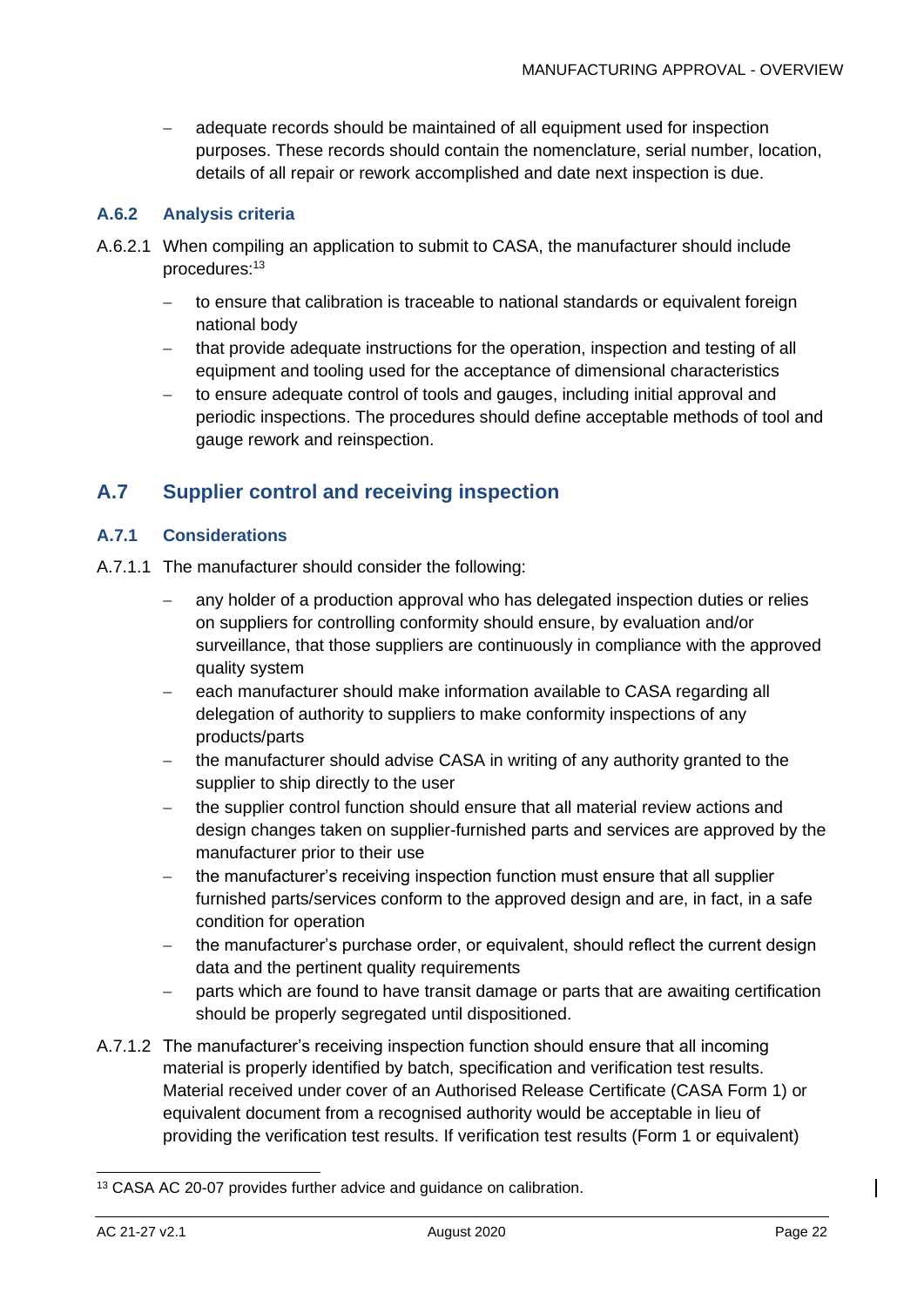- adequate records should be maintained of all equipment used for inspection purposes. These records should contain the nomenclature, serial number, location, details of all repair or rework accomplished and date next inspection is due.

### A.6.2 Analysis criteria

A.6.2.1 When compiling an application to submit to CASA, the manufacturer should include procedures:[13]

- to ensure that calibration is traceable to national standards or equivalent foreign national body
- that provide adequate instructions for the operation, inspection and testing of all equipment and tooling used for the acceptance of dimensional characteristics
- to ensure adequate control of tools and gauges, including initial approval and periodic inspections. The procedures should define acceptable methods of tool and gauge rework and reinspection.

## A.7 Supplier control and receiving inspection

### A.7.1 Considerations

A.7.1.1 The manufacturer should consider the following:

- any holder of a production approval who has delegated inspection duties or relies on suppliers for controlling conformity should ensure, by evaluation and/or surveillance, that those suppliers are continuously in compliance with the approved quality system
- each manufacturer should make information available to CASA regarding all delegation of authority to suppliers to make conformity inspections of any products/parts
- the manufacturer should advise CASA in writing of any authority granted to the supplier to ship directly to the user
- the supplier control function should ensure that all material review actions and design changes taken on supplier-furnished parts and services are approved by the manufacturer prior to their use
- the manufacturer's receiving inspection function must ensure that all supplier furnished parts/services conform to the approved design and are, in fact, in a safe condition for operation
- the manufacturer's purchase order, or equivalent, should reflect the current design data and the pertinent quality requirements
- parts which are found to have transit damage or parts that are awaiting certification should be properly segregated until dispositioned.

A.7.1.2 The manufacturer's receiving inspection function should ensure that all incoming material is properly identified by batch, specification and verification test results. Material received under cover of an Authorised Release Certificate (CASA Form 1) or equivalent document from a recognised authority would be acceptable in lieu of providing the verification test results. If verification test results (Form 1 or equivalent)

[13] CASA AC 20-07 provides further advice and guidance on calibration.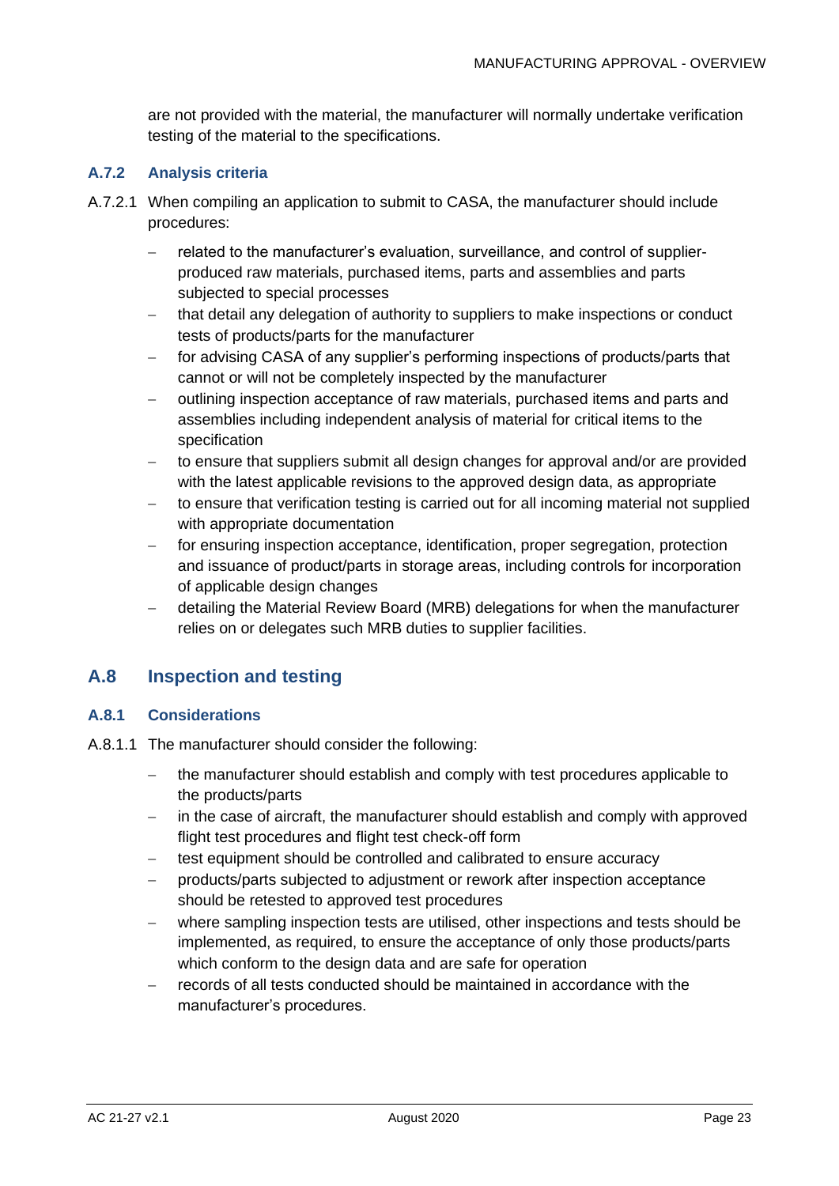are not provided with the material, the manufacturer will normally undertake verification testing of the material to the specifications.

### A.7.2 Analysis criteria

A.7.2.1 When compiling an application to submit to CASA, the manufacturer should include procedures:

- related to the manufacturer's evaluation, surveillance, and control of supplier-produced raw materials, purchased items, parts and assemblies and parts subjected to special processes
- that detail any delegation of authority to suppliers to make inspections or conduct tests of products/parts for the manufacturer
- for advising CASA of any supplier's performing inspections of products/parts that cannot or will not be completely inspected by the manufacturer
- outlining inspection acceptance of raw materials, purchased items and parts and assemblies including independent analysis of material for critical items to the specification
- to ensure that suppliers submit all design changes for approval and/or are provided with the latest applicable revisions to the approved design data, as appropriate
- to ensure that verification testing is carried out for all incoming material not supplied with appropriate documentation
- for ensuring inspection acceptance, identification, proper segregation, protection and issuance of product/parts in storage areas, including controls for incorporation of applicable design changes
- detailing the Material Review Board (MRB) delegations for when the manufacturer relies on or delegates such MRB duties to supplier facilities.

## A.8 Inspection and testing

### A.8.1 Considerations

A.8.1.1 The manufacturer should consider the following:

- the manufacturer should establish and comply with test procedures applicable to the products/parts
- in the case of aircraft, the manufacturer should establish and comply with approved flight test procedures and flight test check-off form
- test equipment should be controlled and calibrated to ensure accuracy
- products/parts subjected to adjustment or rework after inspection acceptance should be retested to approved test procedures
- where sampling inspection tests are utilised, other inspections and tests should be implemented, as required, to ensure the acceptance of only those products/parts which conform to the design data and are safe for operation
- records of all tests conducted should be maintained in accordance with the manufacturer's procedures.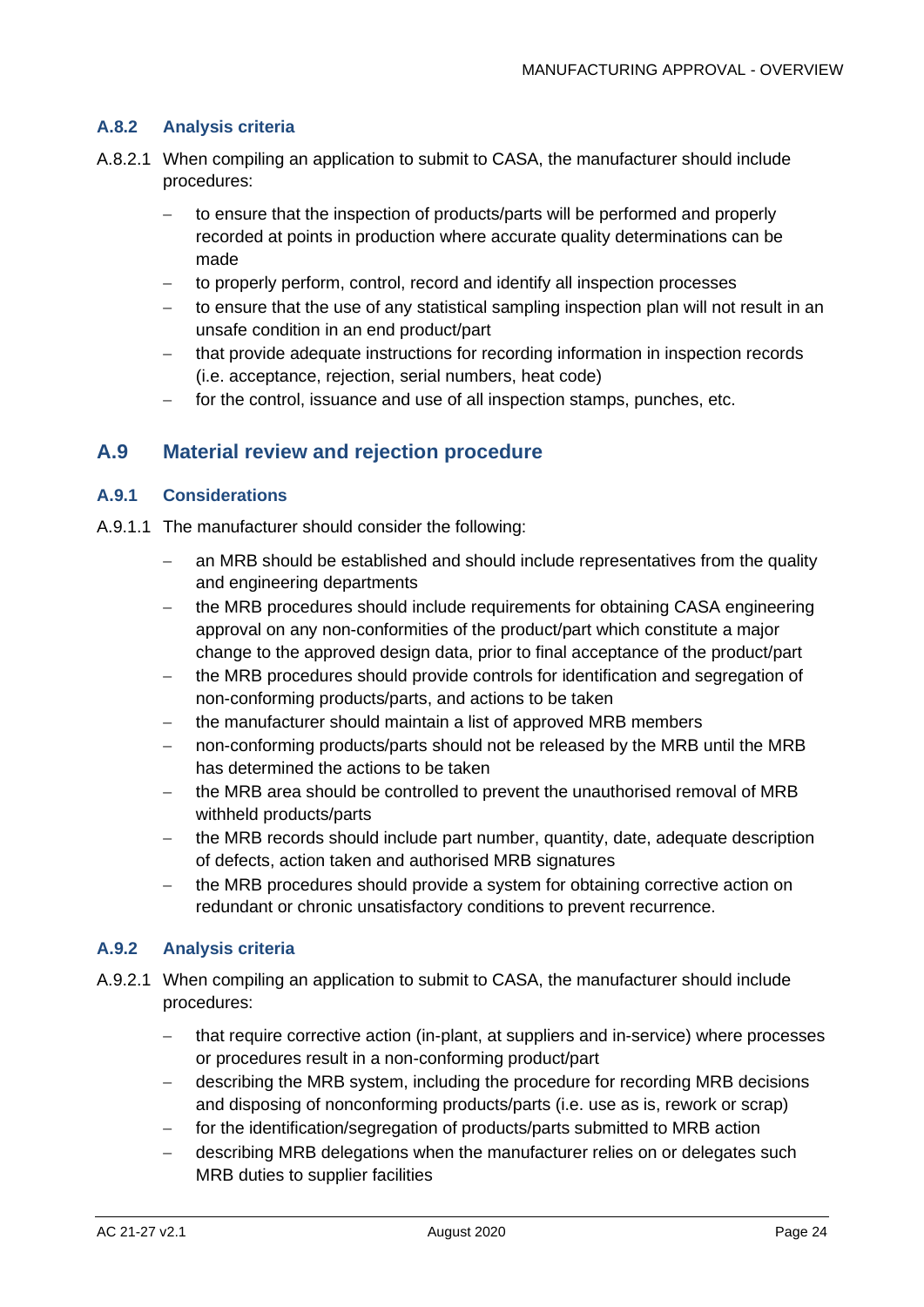### A.8.2 Analysis criteria

A.8.2.1 When compiling an application to submit to CASA, the manufacturer should include procedures:

- to ensure that the inspection of products/parts will be performed and properly recorded at points in production where accurate quality determinations can be made
- to properly perform, control, record and identify all inspection processes
- to ensure that the use of any statistical sampling inspection plan will not result in an unsafe condition in an end product/part
- that provide adequate instructions for recording information in inspection records (i.e. acceptance, rejection, serial numbers, heat code)
- for the control, issuance and use of all inspection stamps, punches, etc.

## A.9 Material review and rejection procedure

### A.9.1 Considerations

A.9.1.1 The manufacturer should consider the following:

- an MRB should be established and should include representatives from the quality and engineering departments
- the MRB procedures should include requirements for obtaining CASA engineering approval on any non-conformities of the product/part which constitute a major change to the approved design data, prior to final acceptance of the product/part
- the MRB procedures should provide controls for identification and segregation of non-conforming products/parts, and actions to be taken
- the manufacturer should maintain a list of approved MRB members
- non-conforming products/parts should not be released by the MRB until the MRB has determined the actions to be taken
- the MRB area should be controlled to prevent the unauthorised removal of MRB withheld products/parts
- the MRB records should include part number, quantity, date, adequate description of defects, action taken and authorised MRB signatures
- the MRB procedures should provide a system for obtaining corrective action on redundant or chronic unsatisfactory conditions to prevent recurrence.

### A.9.2 Analysis criteria

A.9.2.1 When compiling an application to submit to CASA, the manufacturer should include procedures:

- that require corrective action (in-plant, at suppliers and in-service) where processes or procedures result in a non-conforming product/part
- describing the MRB system, including the procedure for recording MRB decisions and disposing of nonconforming products/parts (i.e. use as is, rework or scrap)
- for the identification/segregation of products/parts submitted to MRB action
- describing MRB delegations when the manufacturer relies on or delegates such MRB duties to supplier facilities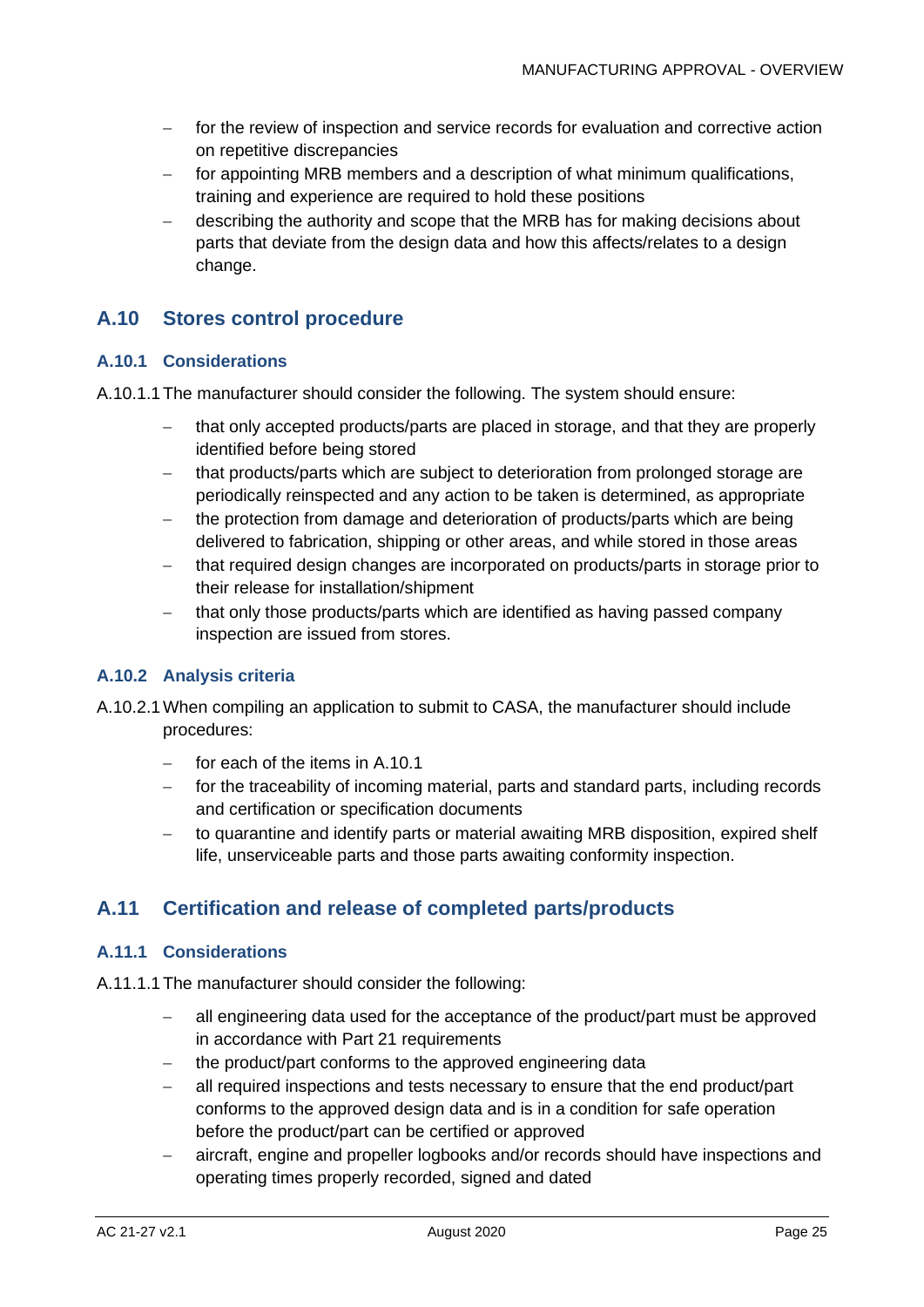- for the review of inspection and service records for evaluation and corrective action on repetitive discrepancies
- for appointing MRB members and a description of what minimum qualifications, training and experience are required to hold these positions
- describing the authority and scope that the MRB has for making decisions about parts that deviate from the design data and how this affects/relates to a design change.

## A.10 Stores control procedure

### A.10.1 Considerations

A.10.1.1 The manufacturer should consider the following. The system should ensure:

- that only accepted products/parts are placed in storage, and that they are properly identified before being stored
- that products/parts which are subject to deterioration from prolonged storage are periodically reinspected and any action to be taken is determined, as appropriate
- the protection from damage and deterioration of products/parts which are being delivered to fabrication, shipping or other areas, and while stored in those areas
- that required design changes are incorporated on products/parts in storage prior to their release for installation/shipment
- that only those products/parts which are identified as having passed company inspection are issued from stores.

### A.10.2 Analysis criteria

A.10.2.1 When compiling an application to submit to CASA, the manufacturer should include procedures:

- for each of the items in A.10.1
- for the traceability of incoming material, parts and standard parts, including records and certification or specification documents
- to quarantine and identify parts or material awaiting MRB disposition, expired shelf life, unserviceable parts and those parts awaiting conformity inspection.

## A.11 Certification and release of completed parts/products

### A.11.1 Considerations

A.11.1.1 The manufacturer should consider the following:

- all engineering data used for the acceptance of the product/part must be approved in accordance with Part 21 requirements
- the product/part conforms to the approved engineering data
- all required inspections and tests necessary to ensure that the end product/part conforms to the approved design data and is in a condition for safe operation before the product/part can be certified or approved
- aircraft, engine and propeller logbooks and/or records should have inspections and operating times properly recorded, signed and dated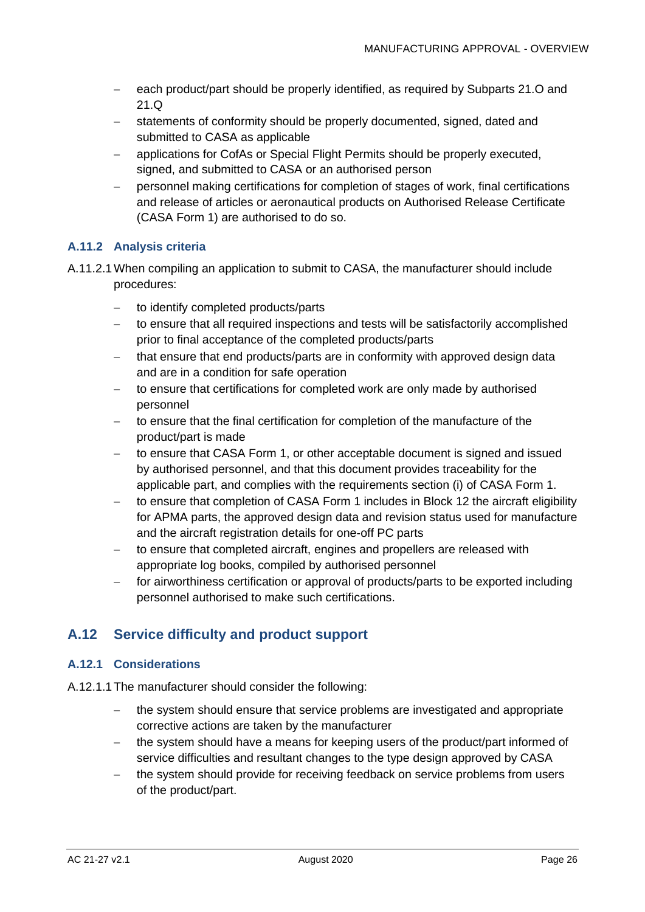- each product/part should be properly identified, as required by Subparts 21.O and 21.Q
- statements of conformity should be properly documented, signed, dated and submitted to CASA as applicable
- applications for CofAs or Special Flight Permits should be properly executed, signed, and submitted to CASA or an authorised person
- personnel making certifications for completion of stages of work, final certifications and release of articles or aeronautical products on Authorised Release Certificate (CASA Form 1) are authorised to do so.

### A.11.2 Analysis criteria

A.11.2.1 When compiling an application to submit to CASA, the manufacturer should include procedures:

- to identify completed products/parts
- to ensure that all required inspections and tests will be satisfactorily accomplished prior to final acceptance of the completed products/parts
- that ensure that end products/parts are in conformity with approved design data and are in a condition for safe operation
- to ensure that certifications for completed work are only made by authorised personnel
- to ensure that the final certification for completion of the manufacture of the product/part is made
- to ensure that CASA Form 1, or other acceptable document is signed and issued by authorised personnel, and that this document provides traceability for the applicable part, and complies with the requirements section (i) of CASA Form 1.
- to ensure that completion of CASA Form 1 includes in Block 12 the aircraft eligibility for APMA parts, the approved design data and revision status used for manufacture and the aircraft registration details for one-off PC parts
- to ensure that completed aircraft, engines and propellers are released with appropriate log books, compiled by authorised personnel
- for airworthiness certification or approval of products/parts to be exported including personnel authorised to make such certifications.

## A.12 Service difficulty and product support

### A.12.1 Considerations

A.12.1.1 The manufacturer should consider the following:

- the system should ensure that service problems are investigated and appropriate corrective actions are taken by the manufacturer
- the system should have a means for keeping users of the product/part informed of service difficulties and resultant changes to the type design approved by CASA
- the system should provide for receiving feedback on service problems from users of the product/part.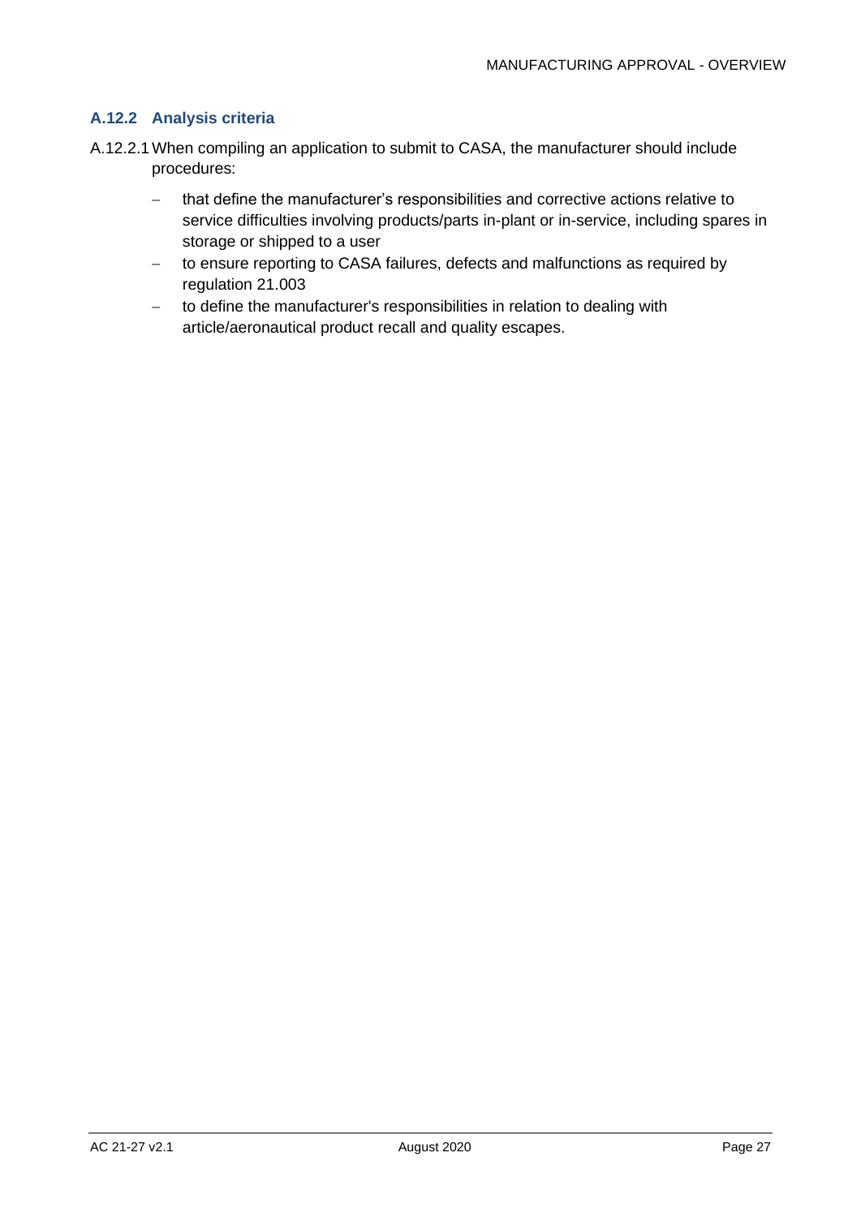### A.12.2 Analysis criteria

A.12.2.1 When compiling an application to submit to CASA, the manufacturer should include procedures:

- that define the manufacturer's responsibilities and corrective actions relative to service difficulties involving products/parts in-plant or in-service, including spares in storage or shipped to a user
- to ensure reporting to CASA failures, defects and malfunctions as required by regulation 21.003
- to define the manufacturer's responsibilities in relation to dealing with article/aeronautical product recall and quality escapes.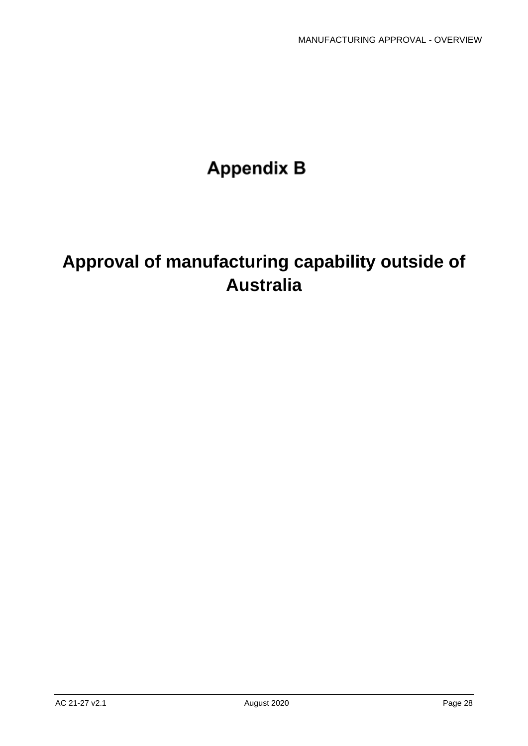# Appendix B

# Approval of manufacturing capability outside of Australia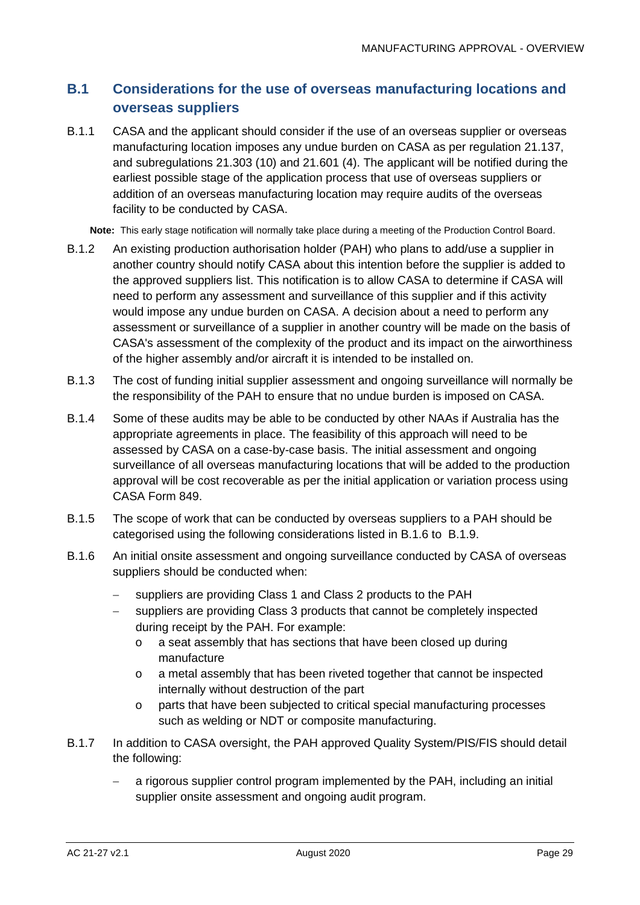## B.1 Considerations for the use of overseas manufacturing locations and overseas suppliers

B.1.1 CASA and the applicant should consider if the use of an overseas supplier or overseas manufacturing location imposes any undue burden on CASA as per regulation 21.137, and subregulations 21.303 (10) and 21.601 (4). The applicant will be notified during the earliest possible stage of the application process that use of overseas suppliers or addition of an overseas manufacturing location may require audits of the overseas facility to be conducted by CASA.

**Note:** This early stage notification will normally take place during a meeting of the Production Control Board.

B.1.2 An existing production authorisation holder (PAH) who plans to add/use a supplier in another country should notify CASA about this intention before the supplier is added to the approved suppliers list. This notification is to allow CASA to determine if CASA will need to perform any assessment and surveillance of this supplier and if this activity would impose any undue burden on CASA. A decision about a need to perform any assessment or surveillance of a supplier in another country will be made on the basis of CASA's assessment of the complexity of the product and its impact on the airworthiness of the higher assembly and/or aircraft it is intended to be installed on.

B.1.3 The cost of funding initial supplier assessment and ongoing surveillance will normally be the responsibility of the PAH to ensure that no undue burden is imposed on CASA.

B.1.4 Some of these audits may be able to be conducted by other NAAs if Australia has the appropriate agreements in place. The feasibility of this approach will need to be assessed by CASA on a case-by-case basis. The initial assessment and ongoing surveillance of all overseas manufacturing locations that will be added to the production approval will be cost recoverable as per the initial application or variation process using CASA Form 849.

B.1.5 The scope of work that can be conducted by overseas suppliers to a PAH should be categorised using the following considerations listed in B.1.6 to B.1.9.

B.1.6 An initial onsite assessment and ongoing surveillance conducted by CASA of overseas suppliers should be conducted when:

- suppliers are providing Class 1 and Class 2 products to the PAH
- suppliers are providing Class 3 products that cannot be completely inspected during receipt by the PAH. For example:
  - a seat assembly that has sections that have been closed up during manufacture
  - a metal assembly that has been riveted together that cannot be inspected internally without destruction of the part
  - parts that have been subjected to critical special manufacturing processes such as welding or NDT or composite manufacturing.

B.1.7 In addition to CASA oversight, the PAH approved Quality System/PIS/FIS should detail the following:

- a rigorous supplier control program implemented by the PAH, including an initial supplier onsite assessment and ongoing audit program.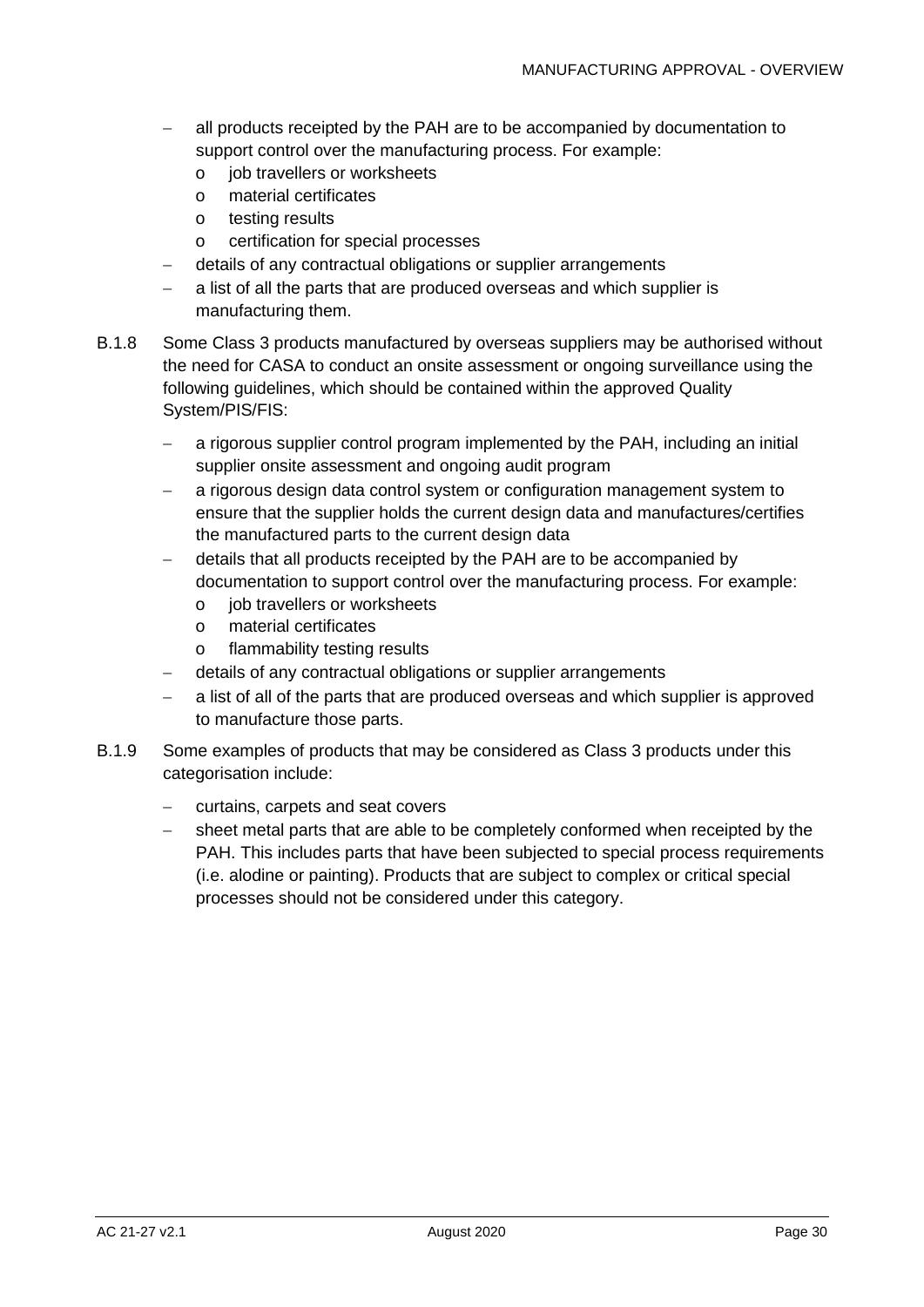- all products receipted by the PAH are to be accompanied by documentation to support control over the manufacturing process. For example:
  - job travellers or worksheets
  - material certificates
  - testing results
  - certification for special processes
- details of any contractual obligations or supplier arrangements
- a list of all the parts that are produced overseas and which supplier is manufacturing them.

B.1.8 Some Class 3 products manufactured by overseas suppliers may be authorised without the need for CASA to conduct an onsite assessment or ongoing surveillance using the following guidelines, which should be contained within the approved Quality System/PIS/FIS:

- a rigorous supplier control program implemented by the PAH, including an initial supplier onsite assessment and ongoing audit program
- a rigorous design data control system or configuration management system to ensure that the supplier holds the current design data and manufactures/certifies the manufactured parts to the current design data
- details that all products receipted by the PAH are to be accompanied by documentation to support control over the manufacturing process. For example:
  - job travellers or worksheets
  - material certificates
  - flammability testing results
- details of any contractual obligations or supplier arrangements
- a list of all of the parts that are produced overseas and which supplier is approved to manufacture those parts.

B.1.9 Some examples of products that may be considered as Class 3 products under this categorisation include:

- curtains, carpets and seat covers
- sheet metal parts that are able to be completely conformed when receipted by the PAH. This includes parts that have been subjected to special process requirements (i.e. alodine or painting). Products that are subject to complex or critical special processes should not be considered under this category.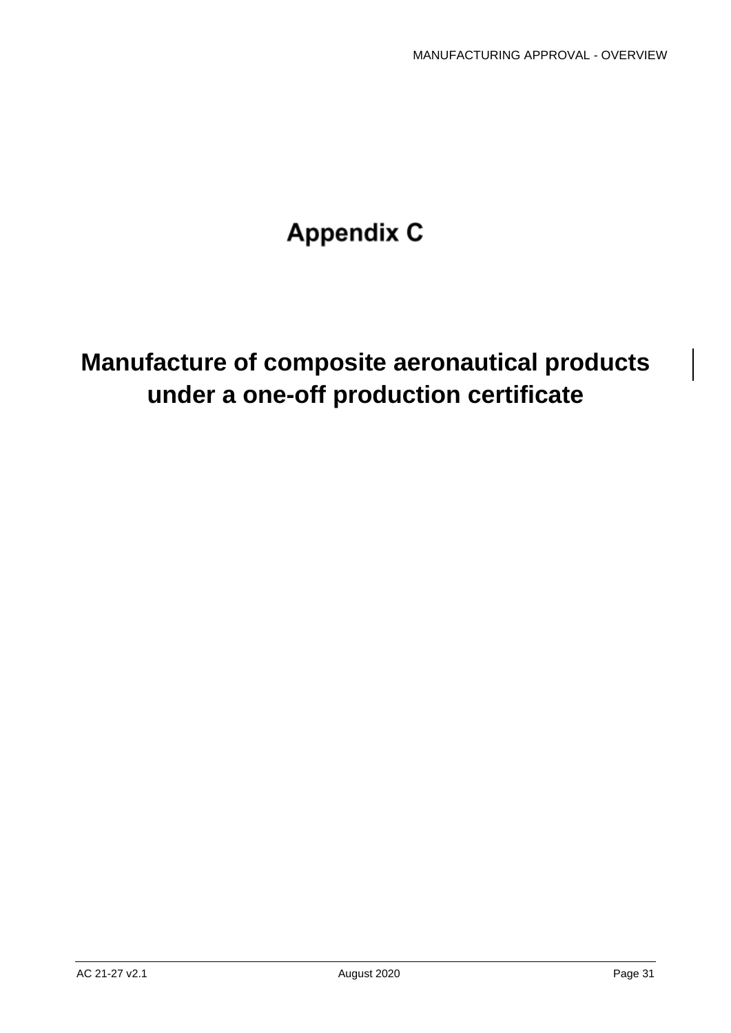# Appendix C

## Manufacture of composite aeronautical products under a one-off production certificate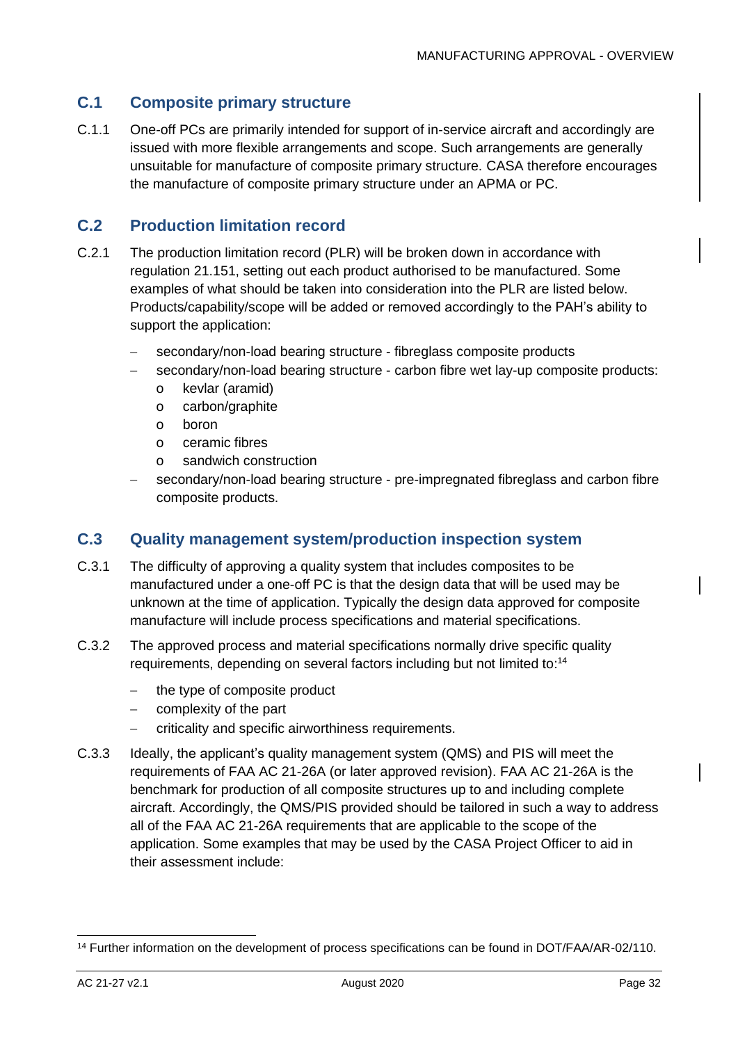## C.1 Composite primary structure

C.1.1 One-off PCs are primarily intended for support of in-service aircraft and accordingly are issued with more flexible arrangements and scope. Such arrangements are generally unsuitable for manufacture of composite primary structure. CASA therefore encourages the manufacture of composite primary structure under an APMA or PC.

## C.2 Production limitation record

C.2.1 The production limitation record (PLR) will be broken down in accordance with regulation 21.151, setting out each product authorised to be manufactured. Some examples of what should be taken into consideration into the PLR are listed below. Products/capability/scope will be added or removed accordingly to the PAH's ability to support the application:

- secondary/non-load bearing structure - fibreglass composite products
- secondary/non-load bearing structure - carbon fibre wet lay-up composite products:
  - kevlar (aramid)
  - carbon/graphite
  - boron
  - ceramic fibres
  - sandwich construction
- secondary/non-load bearing structure - pre-impregnated fibreglass and carbon fibre composite products.

## C.3 Quality management system/production inspection system

C.3.1 The difficulty of approving a quality system that includes composites to be manufactured under a one-off PC is that the design data that will be used may be unknown at the time of application. Typically the design data approved for composite manufacture will include process specifications and material specifications.

C.3.2 The approved process and material specifications normally drive specific quality requirements, depending on several factors including but not limited to:[14]

- the type of composite product
- complexity of the part
- criticality and specific airworthiness requirements.

C.3.3 Ideally, the applicant's quality management system (QMS) and PIS will meet the requirements of FAA AC 21-26A (or later approved revision). FAA AC 21-26A is the benchmark for production of all composite structures up to and including complete aircraft. Accordingly, the QMS/PIS provided should be tailored in such a way to address all of the FAA AC 21-26A requirements that are applicable to the scope of the application. Some examples that may be used by the CASA Project Officer to aid in their assessment include:

[14] Further information on the development of process specifications can be found in DOT/FAA/AR-02/110.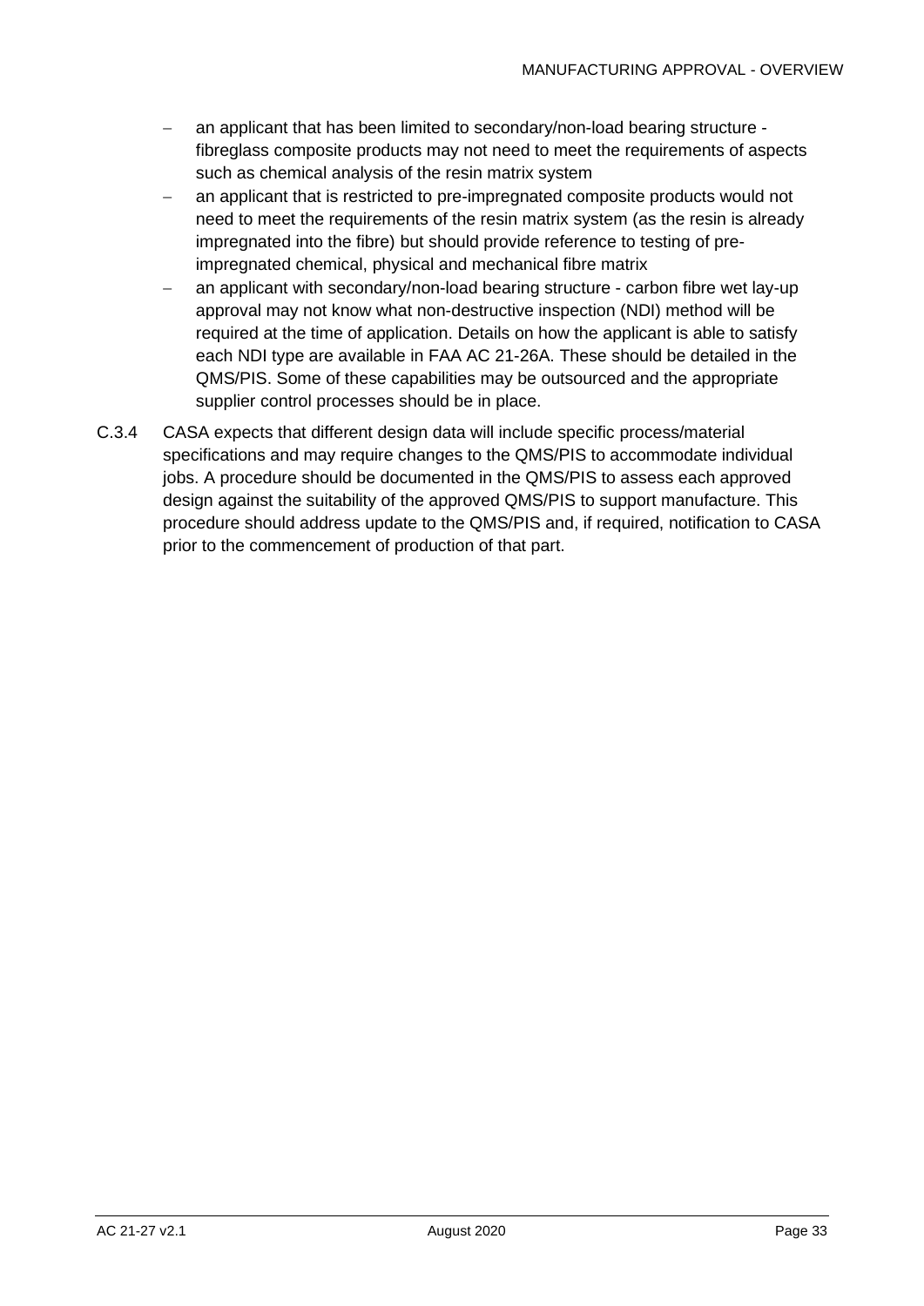- an applicant that has been limited to secondary/non-load bearing structure - fibreglass composite products may not need to meet the requirements of aspects such as chemical analysis of the resin matrix system
- an applicant that is restricted to pre-impregnated composite products would not need to meet the requirements of the resin matrix system (as the resin is already impregnated into the fibre) but should provide reference to testing of pre-impregnated chemical, physical and mechanical fibre matrix
- an applicant with secondary/non-load bearing structure - carbon fibre wet lay-up approval may not know what non-destructive inspection (NDI) method will be required at the time of application. Details on how the applicant is able to satisfy each NDI type are available in FAA AC 21-26A. These should be detailed in the QMS/PIS. Some of these capabilities may be outsourced and the appropriate supplier control processes should be in place.

C.3.4 CASA expects that different design data will include specific process/material specifications and may require changes to the QMS/PIS to accommodate individual jobs. A procedure should be documented in the QMS/PIS to assess each approved design against the suitability of the approved QMS/PIS to support manufacture. This procedure should address update to the QMS/PIS and, if required, notification to CASA prior to the commencement of production of that part.